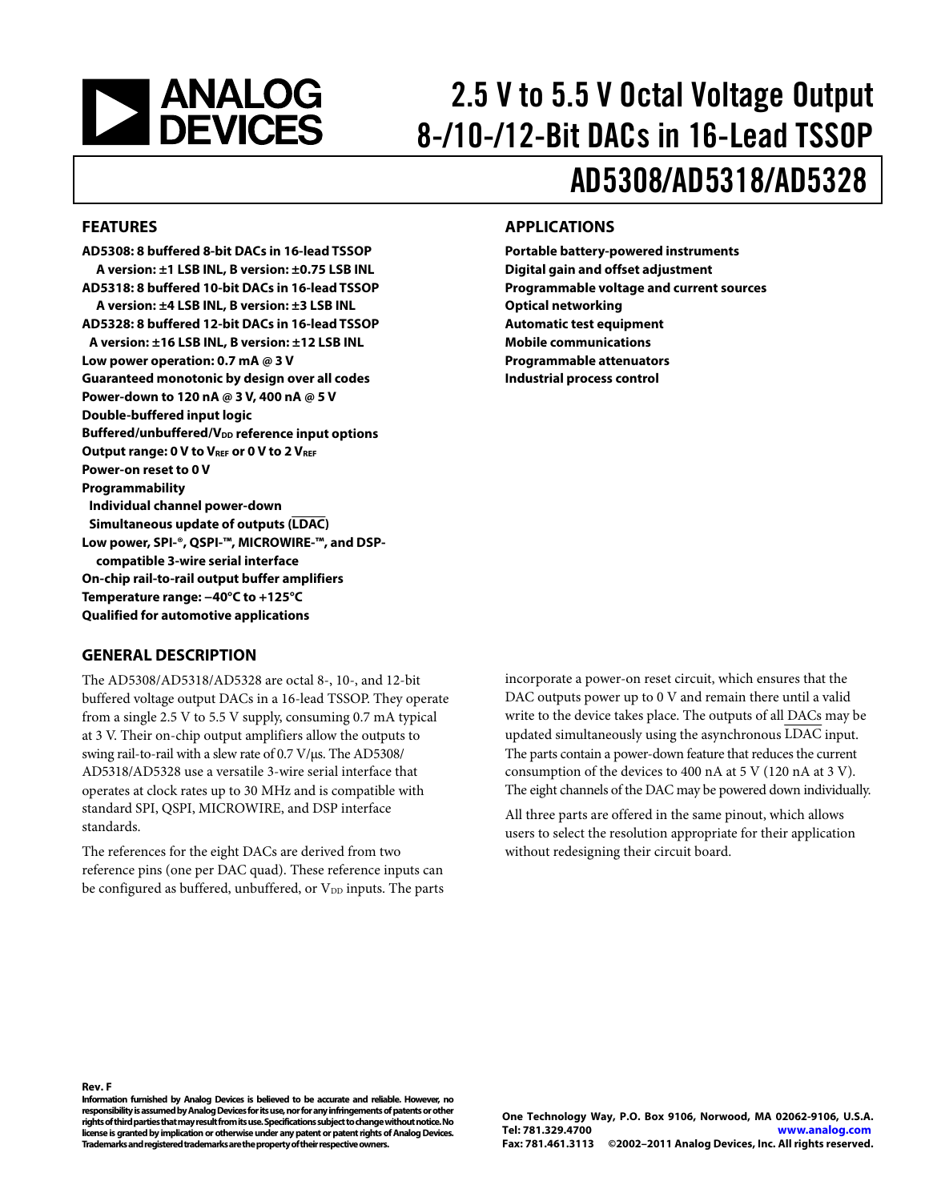# 2.5 V to 5.5 V Octal Voltage Output 8-/10-/12-Bit DACs in 16-Lead TSSOP

# AD5308/AD5318/AD5328

## FEATURES

**AD5308: 8 buffered 8-bit DACs in 16-lead TSSOP**
  **A version: ±1 LSB INL, B version: ±0.75 LSB INL**
**AD5318: 8 buffered 10-bit DACs in 16-lead TSSOP**
  **A version: ±4 LSB INL, B version: ±3 LSB INL**
**AD5328: 8 buffered 12-bit DACs in 16-lead TSSOP**
  **A version: ±16 LSB INL, B version: ±12 LSB INL**
**Low power operation: 0.7 mA @ 3 V**
**Guaranteed monotonic by design over all codes**
**Power-down to 120 nA @ 3 V, 400 nA @ 5 V**
**Double-buffered input logic**
**Buffered/unbuffered/$V_{DD}$ reference input options**
**Output range: 0 V to $V_{REF}$ or 0 V to 2 $V_{REF}$**
**Power-on reset to 0 V**
**Programmability**
  **Individual channel power-down**
  **Simultaneous update of outputs ($\overline{\text{LDAC}}$)**
**Low power, SPI-®, QSPI-™, MICROWIRE-™, and DSP-compatible 3-wire serial interface**
**On-chip rail-to-rail output buffer amplifiers**
**Temperature range: −40°C to +125°C**
**Qualified for automotive applications**

## APPLICATIONS

**Portable battery-powered instruments**
**Digital gain and offset adjustment**
**Programmable voltage and current sources**
**Optical networking**
**Automatic test equipment**
**Mobile communications**
**Programmable attenuators**
**Industrial process control**

## GENERAL DESCRIPTION

The AD5308/AD5318/AD5328 are octal 8-, 10-, and 12-bit buffered voltage output DACs in a 16-lead TSSOP. They operate from a single 2.5 V to 5.5 V supply, consuming 0.7 mA typical at 3 V. Their on-chip output amplifiers allow the outputs to swing rail-to-rail with a slew rate of 0.7 V/μs. The AD5308/AD5318/AD5328 use a versatile 3-wire serial interface that operates at clock rates up to 30 MHz and is compatible with standard SPI, QSPI, MICROWIRE, and DSP interface standards.

The references for the eight DACs are derived from two reference pins (one per DAC quad). These reference inputs can be configured as buffered, unbuffered, or $V_{DD}$ inputs. The parts incorporate a power-on reset circuit, which ensures that the DAC outputs power up to 0 V and remain there until a valid write to the device takes place. The outputs of all DACs may be updated simultaneously using the asynchronous $\overline{\text{LDAC}}$ input. The parts contain a power-down feature that reduces the current consumption of the devices to 400 nA at 5 V (120 nA at 3 V). The eight channels of the DAC may be powered down individually.

All three parts are offered in the same pinout, which allows users to select the resolution appropriate for their application without redesigning their circuit board.

Rev. F

Information furnished by Analog Devices is believed to be accurate and reliable. However, no responsibility is assumed by Analog Devices for its use, nor for any infringements of patents or other rights of third parties that may result from its use. Specifications subject to change without notice. No license is granted by implication or otherwise under any patent or patent rights of Analog Devices. Trademarks and registered trademarks are the property of their respective owners.

One Technology Way, P.O. Box 9106, Norwood, MA 02062-9106, U.S.A.
Tel: 781.329.4700 www.analog.com
Fax: 781.461.3113 ©2002–2011 Analog Devices, Inc. All rights reserved.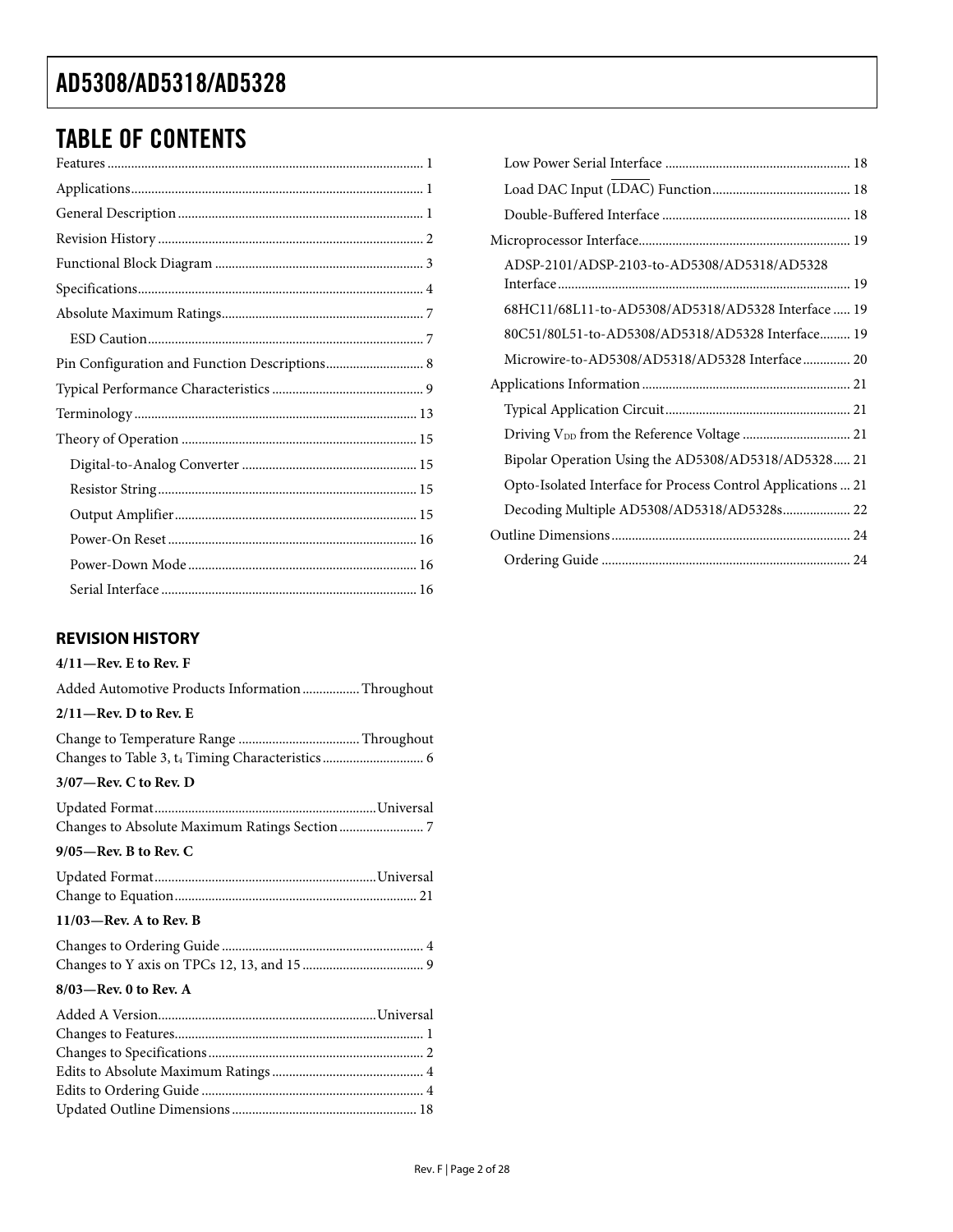## TABLE OF CONTENTS

Features ..... 1
Applications ..... 1
General Description ..... 1
Revision History ..... 2
Functional Block Diagram ..... 3
Specifications ..... 4
Absolute Maximum Ratings ..... 7
  ESD Caution ..... 7
Pin Configuration and Function Descriptions ..... 8
Typical Performance Characteristics ..... 9
Terminology ..... 13
Theory of Operation ..... 15
  Digital-to-Analog Converter ..... 15
  Resistor String ..... 15
  Output Amplifier ..... 15
  Power-On Reset ..... 16
  Power-Down Mode ..... 16
  Serial Interface ..... 16
  Low Power Serial Interface ..... 18
  Load DAC Input ($\overline{LDAC}$) Function ..... 18
  Double-Buffered Interface ..... 18
Microprocessor Interface ..... 19
  ADSP-2101/ADSP-2103-to-AD5308/AD5318/AD5328 Interface ..... 19
  68HC11/68L11-to-AD5308/AD5318/AD5328 Interface ..... 19
  80C51/80L51-to-AD5308/AD5318/AD5328 Interface ..... 19
  Microwire-to-AD5308/AD5318/AD5328 Interface ..... 20
Applications Information ..... 21
  Typical Application Circuit ..... 21
  Driving $V_{DD}$ from the Reference Voltage ..... 21
  Bipolar Operation Using the AD5308/AD5318/AD5328 ..... 21
  Opto-Isolated Interface for Process Control Applications ..... 21
  Decoding Multiple AD5308/AD5318/AD5328s ..... 22
Outline Dimensions ..... 24
  Ordering Guide ..... 24

### REVISION HISTORY

**4/11—Rev. E to Rev. F**

Added Automotive Products Information ..... Throughout

**2/11—Rev. D to Rev. E**

Change to Temperature Range ..... Throughout
Changes to Table 3, $t_4$ Timing Characteristics ..... 6

**3/07—Rev. C to Rev. D**

Updated Format ..... Universal
Changes to Absolute Maximum Ratings Section ..... 7

**9/05—Rev. B to Rev. C**

Updated Format ..... Universal
Change to Equation ..... 21

**11/03—Rev. A to Rev. B**

Changes to Ordering Guide ..... 4
Changes to Y axis on TPCs 12, 13, and 15 ..... 9

**8/03—Rev. 0 to Rev. A**

Added A Version ..... Universal
Changes to Features ..... 1
Changes to Specifications ..... 2
Edits to Absolute Maximum Ratings ..... 4
Edits to Ordering Guide ..... 4
Updated Outline Dimensions ..... 18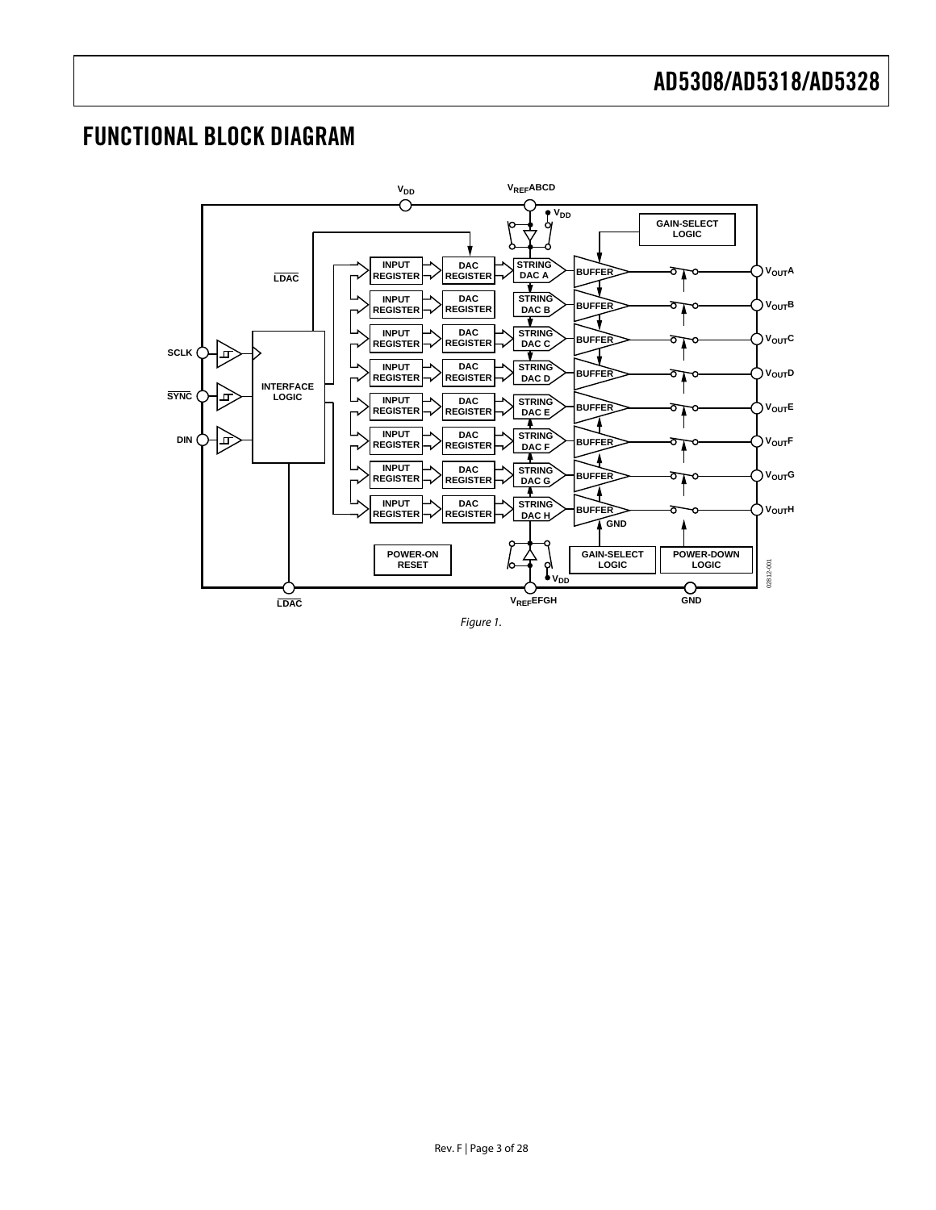## FUNCTIONAL BLOCK DIAGRAM

*Figure 1.*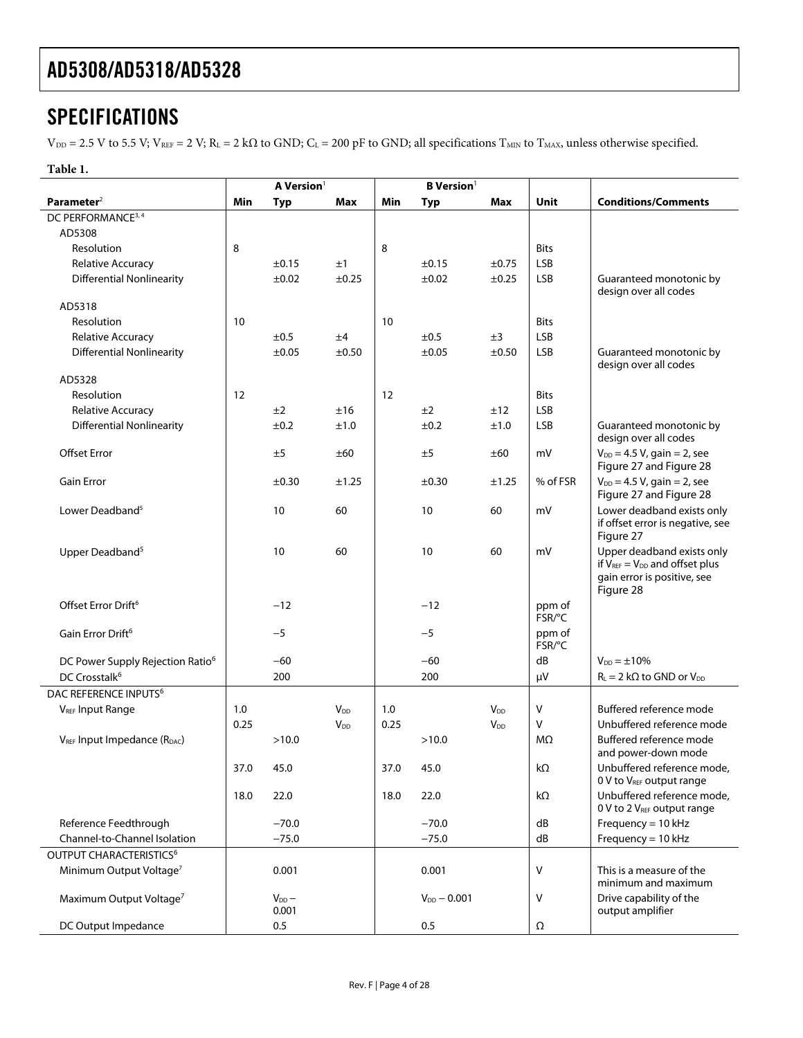## SPECIFICATIONS

$V_{DD}$ = 2.5 V to 5.5 V; $V_{REF}$ = 2 V; $R_L$ = 2 kΩ to GND; $C_L$ = 200 pF to GND; all specifications $T_{MIN}$ to $T_{MAX}$, unless otherwise specified.

**Table 1.**

| | A Version[1] | | | B Version[1] | | | | |
|---|---|---|---|---|---|---|---|---|
| **Parameter**[2] | **Min** | **Typ** | **Max** | **Min** | **Typ** | **Max** | **Unit** | **Conditions/Comments** |
| DC PERFORMANCE[3, 4] | | | | | | | | |
| AD5308 | | | | | | | | |
| Resolution | 8 | | | 8 | | | Bits | |
| Relative Accuracy | | ±0.15 | ±1 | | ±0.15 | ±0.75 | LSB | |
| Differential Nonlinearity | | ±0.02 | ±0.25 | | ±0.02 | ±0.25 | LSB | Guaranteed monotonic by design over all codes |
| AD5318 | | | | | | | | |
| Resolution | 10 | | | 10 | | | Bits | |
| Relative Accuracy | | ±0.5 | ±4 | | ±0.5 | ±3 | LSB | |
| Differential Nonlinearity | | ±0.05 | ±0.50 | | ±0.05 | ±0.50 | LSB | Guaranteed monotonic by design over all codes |
| AD5328 | | | | | | | | |
| Resolution | 12 | | | 12 | | | Bits | |
| Relative Accuracy | | ±2 | ±16 | | ±2 | ±12 | LSB | |
| Differential Nonlinearity | | ±0.2 | ±1.0 | | ±0.2 | ±1.0 | LSB | Guaranteed monotonic by design over all codes |
| Offset Error | | ±5 | ±60 | | ±5 | ±60 | mV | $V_{DD}$ = 4.5 V, gain = 2, see Figure 27 and Figure 28 |
| Gain Error | | ±0.30 | ±1.25 | | ±0.30 | ±1.25 | % of FSR | $V_{DD}$ = 4.5 V, gain = 2, see Figure 27 and Figure 28 |
| Lower Deadband[5] | | 10 | 60 | | 10 | 60 | mV | Lower deadband exists only if offset error is negative, see Figure 27 |
| Upper Deadband[5] | | 10 | 60 | | 10 | 60 | mV | Upper deadband exists only if $V_{REF}$ = $V_{DD}$ and offset plus gain error is positive, see Figure 28 |
| Offset Error Drift[6] | | −12 | | | −12 | | ppm of FSR/°C | |
| Gain Error Drift[6] | | −5 | | | −5 | | ppm of FSR/°C | |
| DC Power Supply Rejection Ratio[6] | | −60 | | | −60 | | dB | $V_{DD}$ = ±10% |
| DC Crosstalk[6] | | 200 | | | 200 | | μV | $R_L$ = 2 kΩ to GND or $V_{DD}$ |
| DAC REFERENCE INPUTS[6] | | | | | | | | |
| $V_{REF}$ Input Range | 1.0 | | $V_{DD}$ | 1.0 | | $V_{DD}$ | V | Buffered reference mode |
| | 0.25 | | $V_{DD}$ | 0.25 | | $V_{DD}$ | V | Unbuffered reference mode |
| $V_{REF}$ Input Impedance ($R_{DAC}$) | | >10.0 | | | >10.0 | | MΩ | Buffered reference mode and power-down mode |
| | 37.0 | 45.0 | | 37.0 | 45.0 | | kΩ | Unbuffered reference mode, 0 V to $V_{REF}$ output range |
| | 18.0 | 22.0 | | 18.0 | 22.0 | | kΩ | Unbuffered reference mode, 0 V to 2 $V_{REF}$ output range |
| Reference Feedthrough | | −70.0 | | | −70.0 | | dB | Frequency = 10 kHz |
| Channel-to-Channel Isolation | | −75.0 | | | −75.0 | | dB | Frequency = 10 kHz |
| OUTPUT CHARACTERISTICS[6] | | | | | | | | |
| Minimum Output Voltage[7] | | 0.001 | | | 0.001 | | V | This is a measure of the minimum and maximum |
| Maximum Output Voltage[7] | | $V_{DD}$ − 0.001 | | | $V_{DD}$ − 0.001 | | V | Drive capability of the output amplifier |
| DC Output Impedance | | 0.5 | | | 0.5 | | Ω | |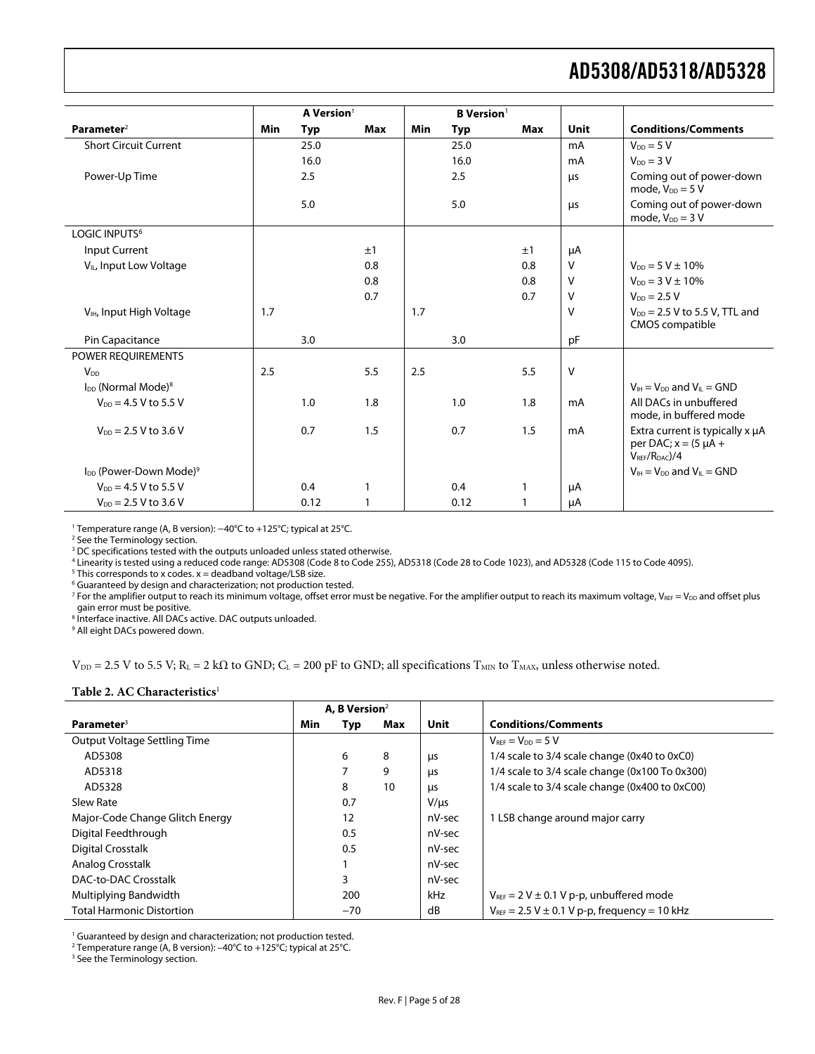| Parameter[2] | A Version[1] | | | B Version[1] | | | Unit | Conditions/Comments |
|---|---|---|---|---|---|---|---|---|
| | Min | Typ | Max | Min | Typ | Max | | |
| Short Circuit Current | | 25.0 | | | 25.0 | | mA | $V_{DD} = 5$ V |
| | | 16.0 | | | 16.0 | | mA | $V_{DD} = 3$ V |
| Power-Up Time | | 2.5 | | | 2.5 | | µs | Coming out of power-down mode, $V_{DD} = 5$ V |
| | | 5.0 | | | 5.0 | | µs | Coming out of power-down mode, $V_{DD} = 3$ V |
| LOGIC INPUTS[6] | | | | | | | | |
| Input Current | | | ±1 | | | ±1 | µA | |
| $V_{IL}$, Input Low Voltage | | | 0.8 | | | 0.8 | V | $V_{DD} = 5$ V ± 10% |
| | | | 0.8 | | | 0.8 | V | $V_{DD} = 3$ V ± 10% |
| | | | 0.7 | | | 0.7 | V | $V_{DD} = 2.5$ V |
| $V_{IH}$, Input High Voltage | 1.7 | | | 1.7 | | | V | $V_{DD} = 2.5$ V to 5.5 V, TTL and CMOS compatible |
| Pin Capacitance | | 3.0 | | | 3.0 | | pF | |
| POWER REQUIREMENTS | | | | | | | | |
| $V_{DD}$ | 2.5 | | 5.5 | 2.5 | | 5.5 | V | |
| $I_{DD}$ (Normal Mode)[8] | | | | | | | | $V_{IH} = V_{DD}$ and $V_{IL}$ = GND |
| $V_{DD} = 4.5$ V to 5.5 V | | 1.0 | 1.8 | | 1.0 | 1.8 | mA | All DACs in unbuffered mode, in buffered mode |
| $V_{DD} = 2.5$ V to 3.6 V | | 0.7 | 1.5 | | 0.7 | 1.5 | mA | Extra current is typically x µA per DAC; x = (5 µA + $V_{REF}/R_{DAC}$)/4 |
| $I_{DD}$ (Power-Down Mode)[9] | | | | | | | | $V_{IH} = V_{DD}$ and $V_{IL}$ = GND |
| $V_{DD} = 4.5$ V to 5.5 V | | 0.4 | 1 | | 0.4 | 1 | µA | |
| $V_{DD} = 2.5$ V to 3.6 V | | 0.12 | 1 | | 0.12 | 1 | µA | |

[1] Temperature range (A, B version): −40°C to +125°C; typical at 25°C.
[2] See the Terminology section.
[3] DC specifications tested with the outputs unloaded unless stated otherwise.
[4] Linearity is tested using a reduced code range: AD5308 (Code 8 to Code 255), AD5318 (Code 28 to Code 1023), and AD5328 (Code 115 to Code 4095).
[5] This corresponds to x codes. x = deadband voltage/LSB size.
[6] Guaranteed by design and characterization; not production tested.
[7] For the amplifier output to reach its minimum voltage, offset error must be negative. For the amplifier output to reach its maximum voltage, $V_{REF} = V_{DD}$ and offset plus gain error must be positive.
[8] Interface inactive. All DACs active. DAC outputs unloaded.
[9] All eight DACs powered down.

$V_{DD} = 2.5$ V to 5.5 V; $R_L = 2$ kΩ to GND; $C_L = 200$ pF to GND; all specifications $T_{MIN}$ to $T_{MAX}$, unless otherwise noted.

**Table 2. AC Characteristics**[1]

| Parameter[3] | A, B Version[2] | | | Unit | Conditions/Comments |
|---|---|---|---|---|---|
| | Min | Typ | Max | | |
| Output Voltage Settling Time | | | | | $V_{REF} = V_{DD} = 5$ V |
| AD5308 | | 6 | 8 | µs | 1/4 scale to 3/4 scale change (0x40 to 0xC0) |
| AD5318 | | 7 | 9 | µs | 1/4 scale to 3/4 scale change (0x100 To 0x300) |
| AD5328 | | 8 | 10 | µs | 1/4 scale to 3/4 scale change (0x400 to 0xC00) |
| Slew Rate | | 0.7 | | V/µs | |
| Major-Code Change Glitch Energy | | 12 | | nV-sec | 1 LSB change around major carry |
| Digital Feedthrough | | 0.5 | | nV-sec | |
| Digital Crosstalk | | 0.5 | | nV-sec | |
| Analog Crosstalk | | 1 | | nV-sec | |
| DAC-to-DAC Crosstalk | | 3 | | nV-sec | |
| Multiplying Bandwidth | | 200 | | kHz | $V_{REF} = 2$ V ± 0.1 V p-p, unbuffered mode |
| Total Harmonic Distortion | | −70 | | dB | $V_{REF} = 2.5$ V ± 0.1 V p-p, frequency = 10 kHz |

[1] Guaranteed by design and characterization; not production tested.
[2] Temperature range (A, B version): −40°C to +125°C; typical at 25°C.
[3] See the Terminology section.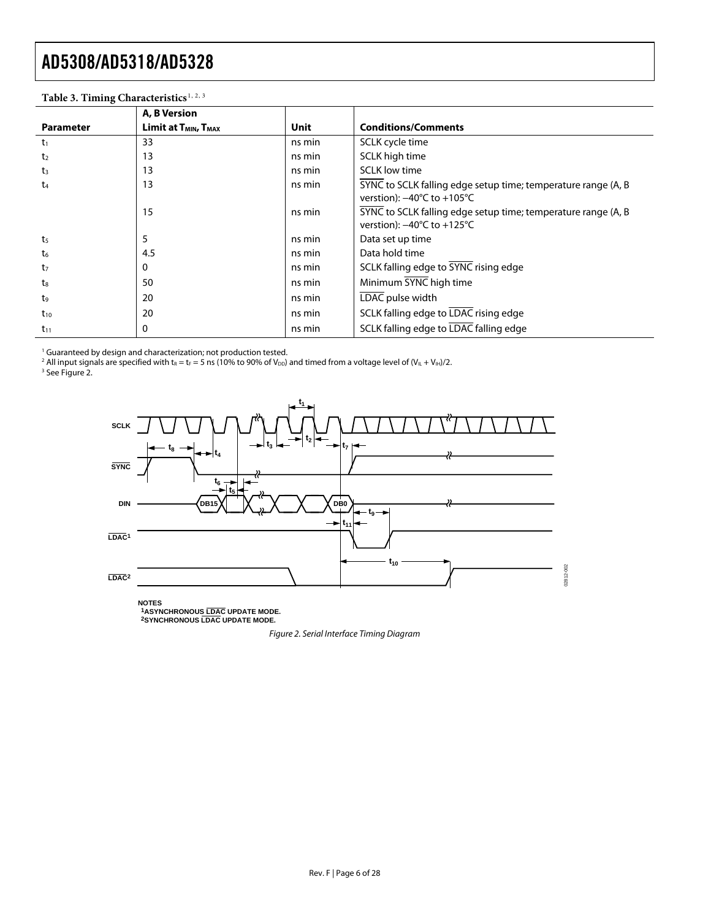**Table 3. Timing Characteristics**[1, 2, 3]

| Parameter | A, B Version Limit at $T_{MIN}$, $T_{MAX}$ | Unit | Conditions/Comments |
|---|---|---|---|
| $t_1$ | 33 | ns min | SCLK cycle time |
| $t_2$ | 13 | ns min | SCLK high time |
| $t_3$ | 13 | ns min | SCLK low time |
| $t_4$ | 13 | ns min | SYNC to SCLK falling edge setup time; temperature range (A, B verstion): −40°C to +105°C |
| | 15 | ns min | SYNC to SCLK falling edge setup time; temperature range (A, B verstion): −40°C to +125°C |
| $t_5$ | 5 | ns min | Data set up time |
| $t_6$ | 4.5 | ns min | Data hold time |
| $t_7$ | 0 | ns min | SCLK falling edge to SYNC rising edge |
| $t_8$ | 50 | ns min | Minimum SYNC high time |
| $t_9$ | 20 | ns min | LDAC pulse width |
| $t_{10}$ | 20 | ns min | SCLK falling edge to LDAC rising edge |
| $t_{11}$ | 0 | ns min | SCLK falling edge to LDAC falling edge |

[1] Guaranteed by design and characterization; not production tested.
[2] All input signals are specified with $t_R = t_F = 5$ ns (10% to 90% of $V_{DD}$) and timed from a voltage level of $(V_{IL} + V_{IH})/2$.
[3] See Figure 2.

NOTES
1ASYNCHRONOUS LDAC UPDATE MODE.
2SYNCHRONOUS LDAC UPDATE MODE.

*Figure 2. Serial Interface Timing Diagram*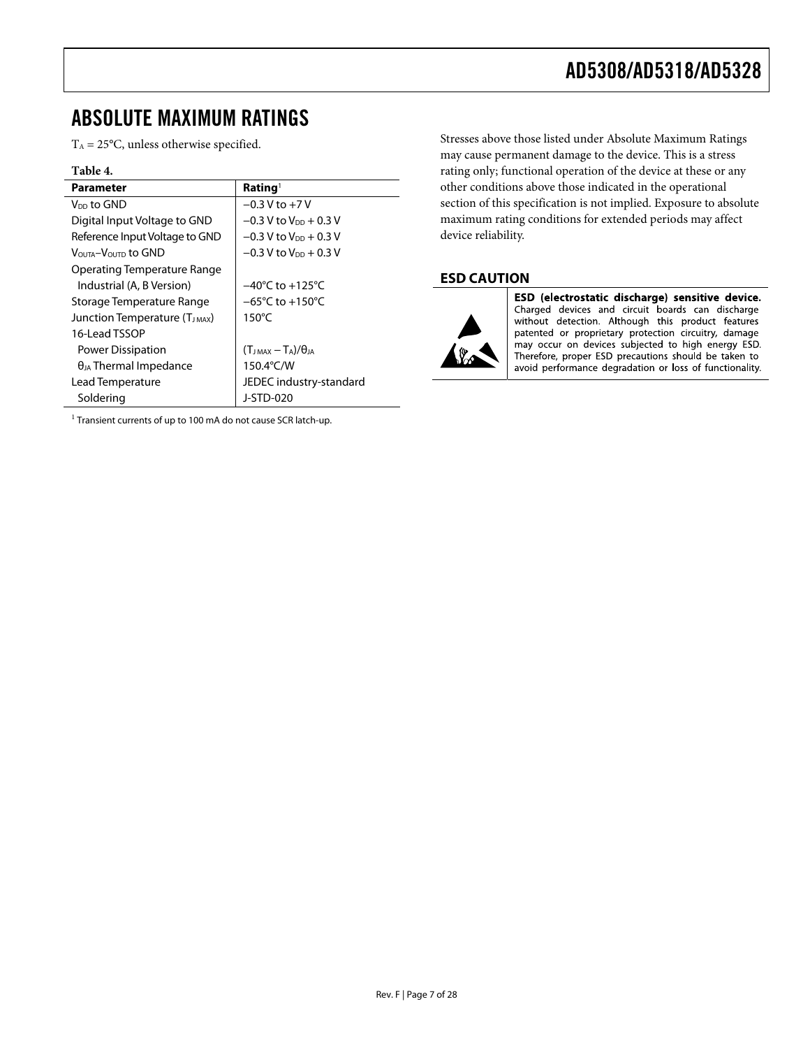## ABSOLUTE MAXIMUM RATINGS

$T_A$ = 25°C, unless otherwise specified.

**Table 4.**

| Parameter | Rating[1] |
|---|---|
| $V_{DD}$ to GND | −0.3 V to +7 V |
| Digital Input Voltage to GND | −0.3 V to $V_{DD}$ + 0.3 V |
| Reference Input Voltage to GND | −0.3 V to $V_{DD}$ + 0.3 V |
| $V_{OUTA}$–$V_{OUTD}$ to GND | −0.3 V to $V_{DD}$ + 0.3 V |
| Operating Temperature Range | |
| Industrial (A, B Version) | −40°C to +125°C |
| Storage Temperature Range | −65°C to +150°C |
| Junction Temperature ($T_{J\,MAX}$) | 150°C |
| 16-Lead TSSOP | |
| Power Dissipation | $(T_{J\,MAX} − T_A)/\theta_{JA}$ |
| $\theta_{JA}$ Thermal Impedance | 150.4°C/W |
| Lead Temperature | JEDEC industry-standard |
| Soldering | J-STD-020 |

[1] Transient currents of up to 100 mA do not cause SCR latch-up.

Stresses above those listed under Absolute Maximum Ratings may cause permanent damage to the device. This is a stress rating only; functional operation of the device at these or any other conditions above those indicated in the operational section of this specification is not implied. Exposure to absolute maximum rating conditions for extended periods may affect device reliability.

### ESD CAUTION

**ESD (electrostatic discharge) sensitive device.** Charged devices and circuit boards can discharge without detection. Although this product features patented or proprietary protection circuitry, damage may occur on devices subjected to high energy ESD. Therefore, proper ESD precautions should be taken to avoid performance degradation or loss of functionality.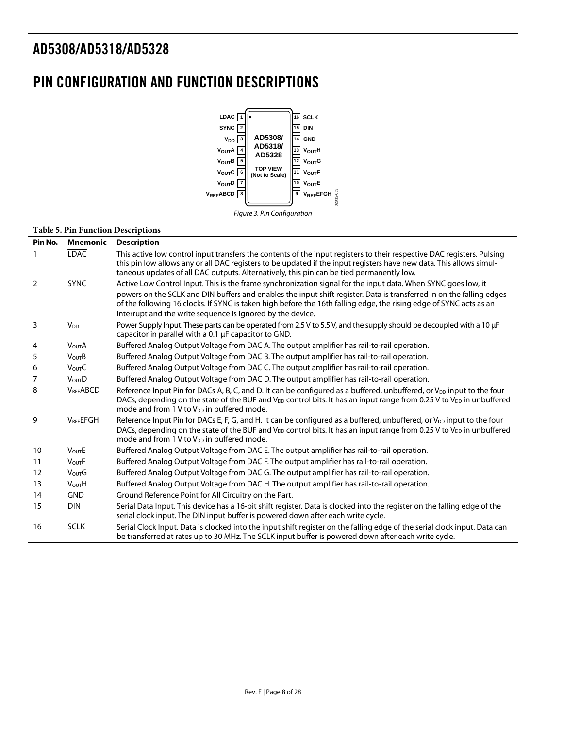# PIN CONFIGURATION AND FUNCTION DESCRIPTIONS

Figure 3. Pin Configuration

**Table 5. Pin Function Descriptions**

| Pin No. | Mnemonic | Description |
|---|---|---|
| 1 | $\overline{\text{LDAC}}$ | This active low control input transfers the contents of the input registers to their respective DAC registers. Pulsing this pin low allows any or all DAC registers to be updated if the input registers have new data. This allows simultaneous updates of all DAC outputs. Alternatively, this pin can be tied permanently low. |
| 2 | $\overline{\text{SYNC}}$ | Active Low Control Input. This is the frame synchronization signal for the input data. When $\overline{\text{SYNC}}$ goes low, it powers on the SCLK and DIN buffers and enables the input shift register. Data is transferred in on the falling edges of the following 16 clocks. If $\overline{\text{SYNC}}$ is taken high before the 16th falling edge, the rising edge of $\overline{\text{SYNC}}$ acts as an interrupt and the write sequence is ignored by the device. |
| 3 | $V_{DD}$ | Power Supply Input. These parts can be operated from 2.5 V to 5.5 V, and the supply should be decoupled with a 10 µF capacitor in parallel with a 0.1 µF capacitor to GND. |
| 4 | $V_{OUT}$A | Buffered Analog Output Voltage from DAC A. The output amplifier has rail-to-rail operation. |
| 5 | $V_{OUT}$B | Buffered Analog Output Voltage from DAC B. The output amplifier has rail-to-rail operation. |
| 6 | $V_{OUT}$C | Buffered Analog Output Voltage from DAC C. The output amplifier has rail-to-rail operation. |
| 7 | $V_{OUT}$D | Buffered Analog Output Voltage from DAC D. The output amplifier has rail-to-rail operation. |
| 8 | $V_{REF}$ABCD | Reference Input Pin for DACs A, B, C, and D. It can be configured as a buffered, unbuffered, or $V_{DD}$ input to the four DACs, depending on the state of the BUF and $V_{DD}$ control bits. It has an input range from 0.25 V to $V_{DD}$ in unbuffered mode and from 1 V to $V_{DD}$ in buffered mode. |
| 9 | $V_{REF}$EFGH | Reference Input Pin for DACs E, F, G, and H. It can be configured as a buffered, unbuffered, or $V_{DD}$ input to the four DACs, depending on the state of the BUF and $V_{DD}$ control bits. It has an input range from 0.25 V to $V_{DD}$ in unbuffered mode and from 1 V to $V_{DD}$ in buffered mode. |
| 10 | $V_{OUT}$E | Buffered Analog Output Voltage from DAC E. The output amplifier has rail-to-rail operation. |
| 11 | $V_{OUT}$F | Buffered Analog Output Voltage from DAC F. The output amplifier has rail-to-rail operation. |
| 12 | $V_{OUT}$G | Buffered Analog Output Voltage from DAC G. The output amplifier has rail-to-rail operation. |
| 13 | $V_{OUT}$H | Buffered Analog Output Voltage from DAC H. The output amplifier has rail-to-rail operation. |
| 14 | GND | Ground Reference Point for All Circuitry on the Part. |
| 15 | DIN | Serial Data Input. This device has a 16-bit shift register. Data is clocked into the register on the falling edge of the serial clock input. The DIN input buffer is powered down after each write cycle. |
| 16 | SCLK | Serial Clock Input. Data is clocked into the input shift register on the falling edge of the serial clock input. Data can be transferred at rates up to 30 MHz. The SCLK input buffer is powered down after each write cycle. |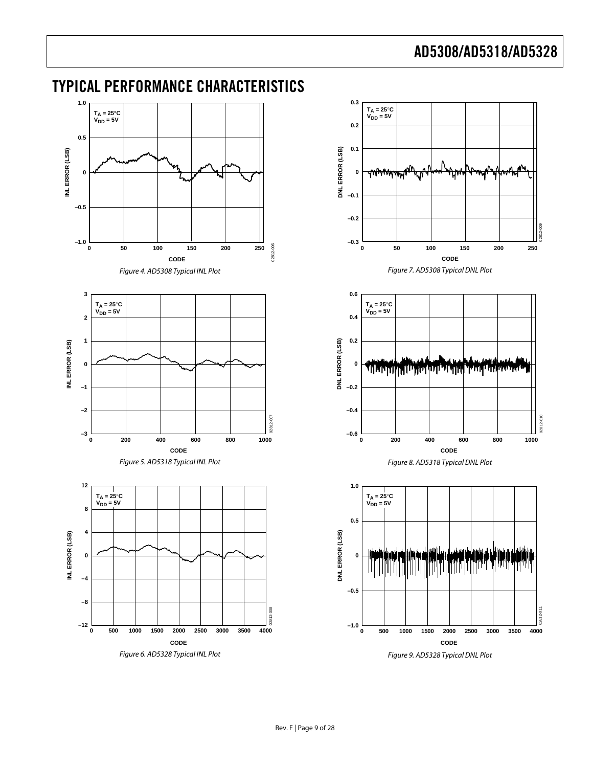## TYPICAL PERFORMANCE CHARACTERISTICS

Figure 4. AD5308 Typical INL Plot

Figure 5. AD5318 Typical INL Plot

Figure 6. AD5328 Typical INL Plot

Figure 7. AD5308 Typical DNL Plot

Figure 8. AD5318 Typical DNL Plot

Figure 9. AD5328 Typical DNL Plot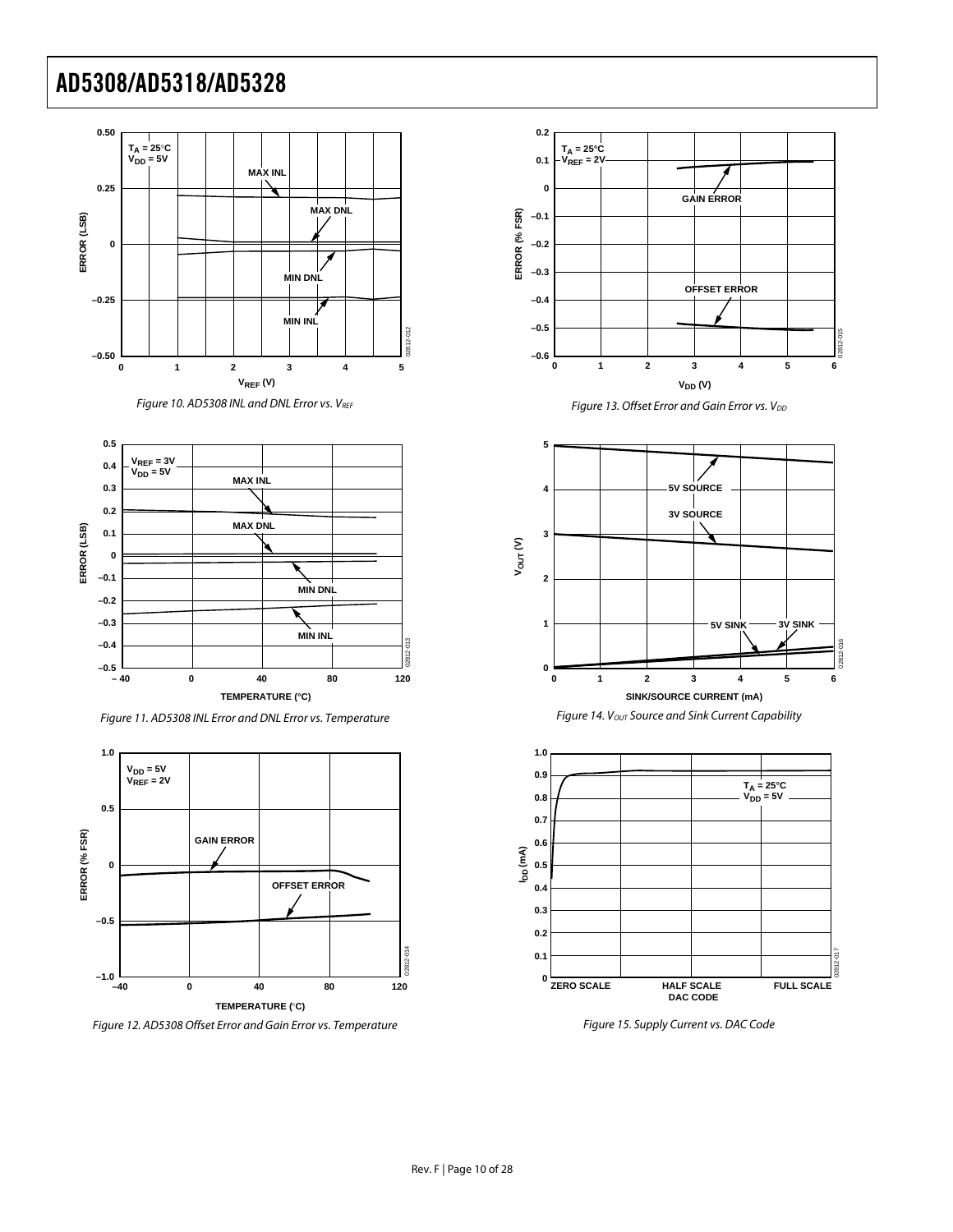Figure 10. AD5308 INL and DNL Error vs. $V_{REF}$

Figure 11. AD5308 INL Error and DNL Error vs. Temperature

Figure 12. AD5308 Offset Error and Gain Error vs. Temperature

Figure 13. Offset Error and Gain Error vs. $V_{DD}$

Figure 14. $V_{OUT}$ Source and Sink Current Capability

Figure 15. Supply Current vs. DAC Code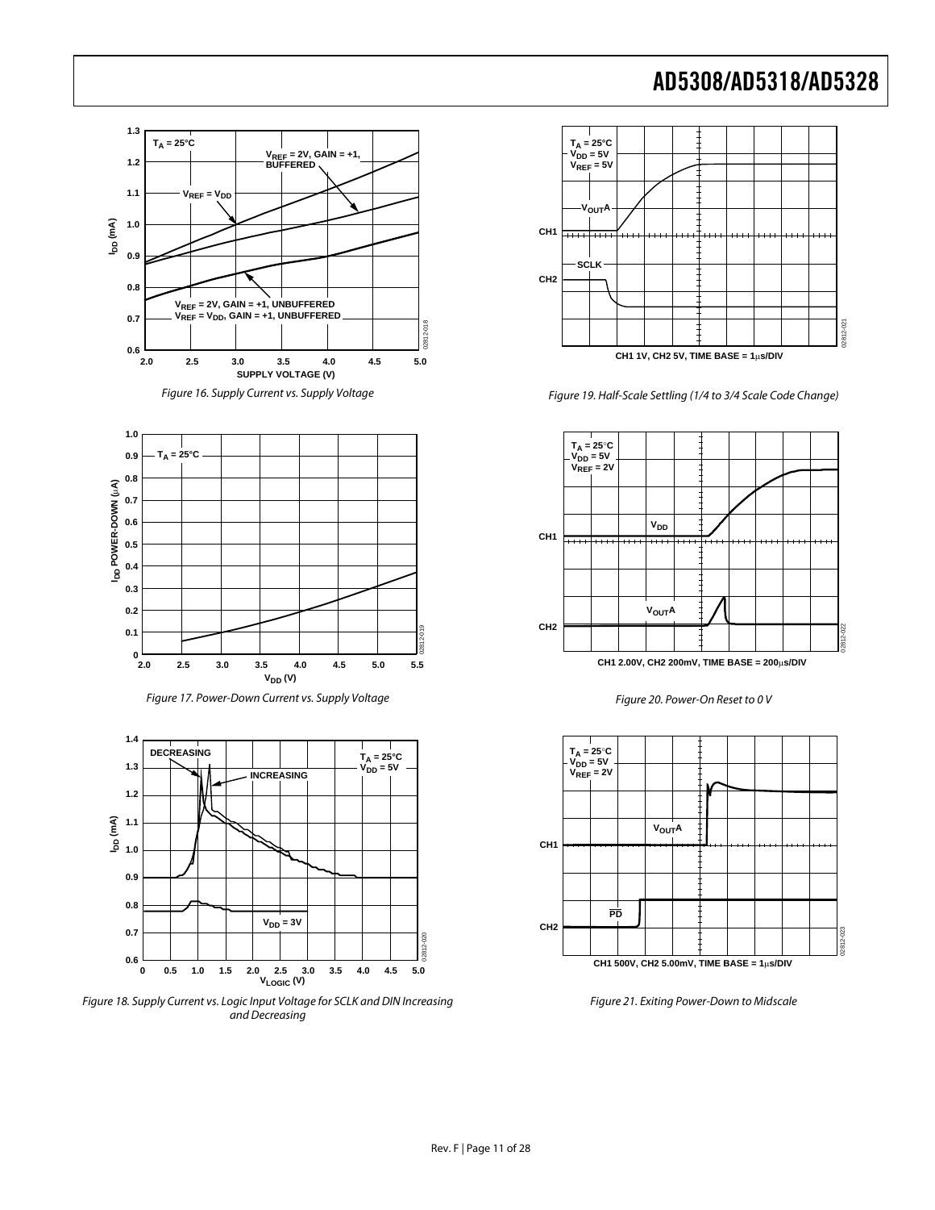Figure 16. Supply Current vs. Supply Voltage

Figure 17. Power-Down Current vs. Supply Voltage

Figure 18. Supply Current vs. Logic Input Voltage for SCLK and DIN Increasing and Decreasing

Figure 19. Half-Scale Settling (1/4 to 3/4 Scale Code Change)

Figure 20. Power-On Reset to 0 V

Figure 21. Exiting Power-Down to Midscale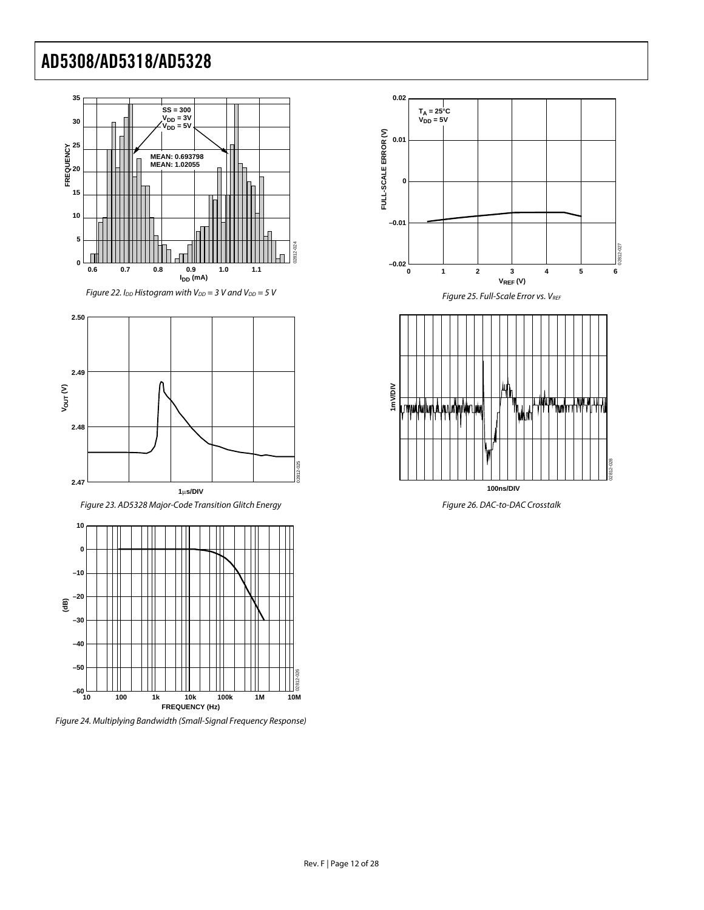Figure 22. $I_{DD}$ Histogram with $V_{DD}$ = 3 V and $V_{DD}$ = 5 V

Figure 23. AD5328 Major-Code Transition Glitch Energy

Figure 24. Multiplying Bandwidth (Small-Signal Frequency Response)

Figure 25. Full-Scale Error vs. $V_{REF}$

Figure 26. DAC-to-DAC Crosstalk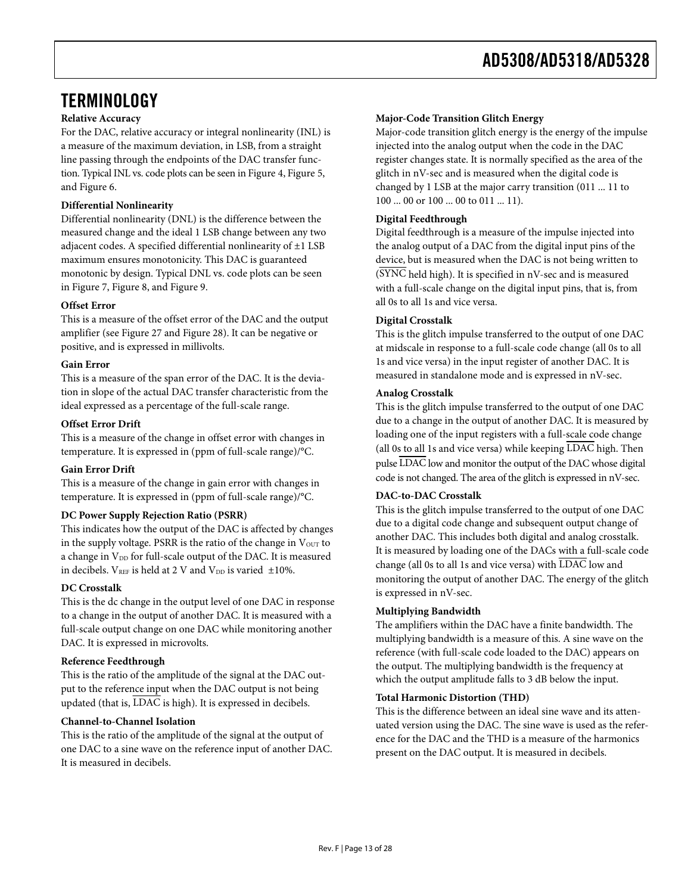## TERMINOLOGY

**Relative Accuracy**

For the DAC, relative accuracy or integral nonlinearity (INL) is a measure of the maximum deviation, in LSB, from a straight line passing through the endpoints of the DAC transfer function. Typical INL vs. code plots can be seen in Figure 4, Figure 5, and Figure 6.

**Differential Nonlinearity**

Differential nonlinearity (DNL) is the difference between the measured change and the ideal 1 LSB change between any two adjacent codes. A specified differential nonlinearity of ±1 LSB maximum ensures monotonicity. This DAC is guaranteed monotonic by design. Typical DNL vs. code plots can be seen in Figure 7, Figure 8, and Figure 9.

**Offset Error**

This is a measure of the offset error of the DAC and the output amplifier (see Figure 27 and Figure 28). It can be negative or positive, and is expressed in millivolts.

**Gain Error**

This is a measure of the span error of the DAC. It is the deviation in slope of the actual DAC transfer characteristic from the ideal expressed as a percentage of the full-scale range.

**Offset Error Drift**

This is a measure of the change in offset error with changes in temperature. It is expressed in (ppm of full-scale range)/°C.

**Gain Error Drift**

This is a measure of the change in gain error with changes in temperature. It is expressed in (ppm of full-scale range)/°C.

**DC Power Supply Rejection Ratio (PSRR)**

This indicates how the output of the DAC is affected by changes in the supply voltage. PSRR is the ratio of the change in $V_{OUT}$ to a change in $V_{DD}$ for full-scale output of the DAC. It is measured in decibels. $V_{REF}$ is held at 2 V and $V_{DD}$ is varied ±10%.

**DC Crosstalk**

This is the dc change in the output level of one DAC in response to a change in the output of another DAC. It is measured with a full-scale output change on one DAC while monitoring another DAC. It is expressed in microvolts.

**Reference Feedthrough**

This is the ratio of the amplitude of the signal at the DAC output to the reference input when the DAC output is not being updated (that is, $\overline{\text{LDAC}}$ is high). It is expressed in decibels.

**Channel-to-Channel Isolation**

This is the ratio of the amplitude of the signal at the output of one DAC to a sine wave on the reference input of another DAC. It is measured in decibels.

**Major-Code Transition Glitch Energy**

Major-code transition glitch energy is the energy of the impulse injected into the analog output when the code in the DAC register changes state. It is normally specified as the area of the glitch in nV-sec and is measured when the digital code is changed by 1 LSB at the major carry transition (011 ... 11 to 100 ... 00 or 100 ... 00 to 011 ... 11).

**Digital Feedthrough**

Digital feedthrough is a measure of the impulse injected into the analog output of a DAC from the digital input pins of the device, but is measured when the DAC is not being written to ($\overline{\text{SYNC}}$ held high). It is specified in nV-sec and is measured with a full-scale change on the digital input pins, that is, from all 0s to all 1s and vice versa.

**Digital Crosstalk**

This is the glitch impulse transferred to the output of one DAC at midscale in response to a full-scale code change (all 0s to all 1s and vice versa) in the input register of another DAC. It is measured in standalone mode and is expressed in nV-sec.

**Analog Crosstalk**

This is the glitch impulse transferred to the output of one DAC due to a change in the output of another DAC. It is measured by loading one of the input registers with a full-scale code change (all 0s to all 1s and vice versa) while keeping $\overline{\text{LDAC}}$ high. Then pulse $\overline{\text{LDAC}}$ low and monitor the output of the DAC whose digital code is not changed. The area of the glitch is expressed in nV-sec.

**DAC-to-DAC Crosstalk**

This is the glitch impulse transferred to the output of one DAC due to a digital code change and subsequent output change of another DAC. This includes both digital and analog crosstalk. It is measured by loading one of the DACs with a full-scale code change (all 0s to all 1s and vice versa) with $\overline{\text{LDAC}}$ low and monitoring the output of another DAC. The energy of the glitch is expressed in nV-sec.

**Multiplying Bandwidth**

The amplifiers within the DAC have a finite bandwidth. The multiplying bandwidth is a measure of this. A sine wave on the reference (with full-scale code loaded to the DAC) appears on the output. The multiplying bandwidth is the frequency at which the output amplitude falls to 3 dB below the input.

**Total Harmonic Distortion (THD)**

This is the difference between an ideal sine wave and its attenuated version using the DAC. The sine wave is used as the reference for the DAC and the THD is a measure of the harmonics present on the DAC output. It is measured in decibels.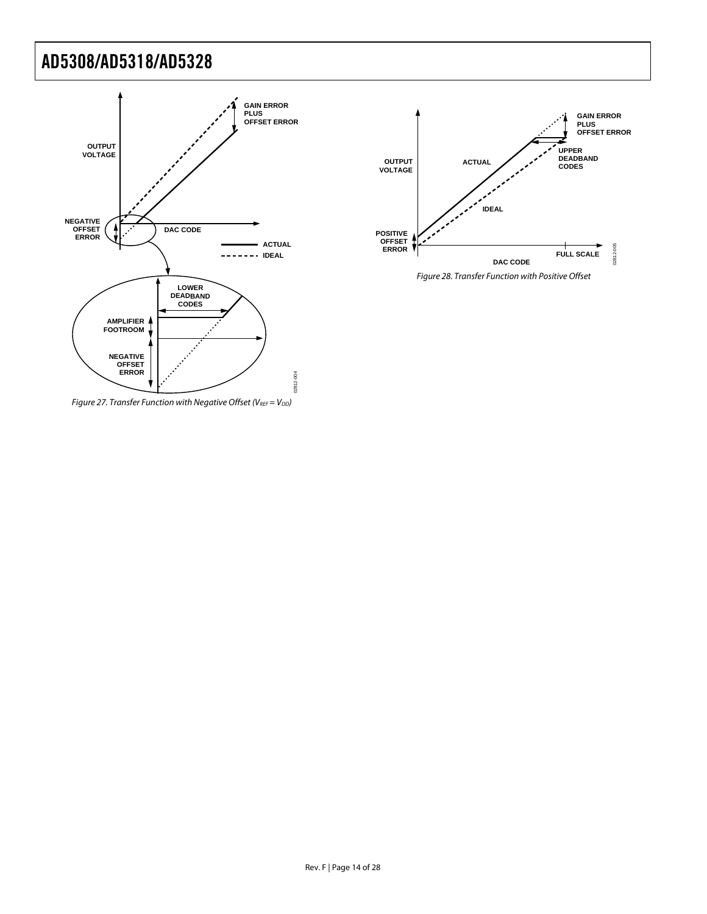Figure 27. Transfer Function with Negative Offset ($V_{REF} = V_{DD}$)

Figure 28. Transfer Function with Positive Offset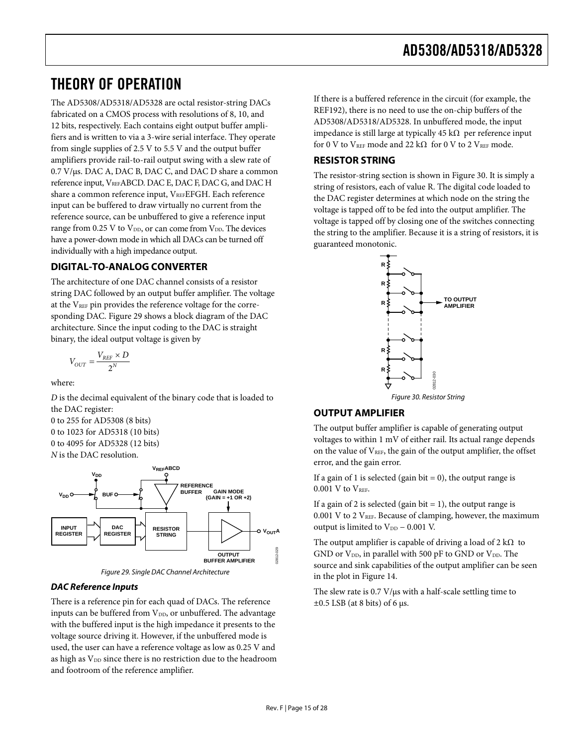# THEORY OF OPERATION

The AD5308/AD5318/AD5328 are octal resistor-string DACs fabricated on a CMOS process with resolutions of 8, 10, and 12 bits, respectively. Each contains eight output buffer amplifiers and is written to via a 3-wire serial interface. They operate from single supplies of 2.5 V to 5.5 V and the output buffer amplifiers provide rail-to-rail output swing with a slew rate of 0.7 V/μs. DAC A, DAC B, DAC C, and DAC D share a common reference input, $V_{REF}$ABCD. DAC E, DAC F, DAC G, and DAC H share a common reference input, $V_{REF}$EFGH. Each reference input can be buffered to draw virtually no current from the reference source, can be unbuffered to give a reference input range from 0.25 V to $V_{DD}$, or can come from $V_{DD}$. The devices have a power-down mode in which all DACs can be turned off individually with a high impedance output.

## DIGITAL-TO-ANALOG CONVERTER

The architecture of one DAC channel consists of a resistor string DAC followed by an output buffer amplifier. The voltage at the $V_{REF}$ pin provides the reference voltage for the corresponding DAC. Figure 29 shows a block diagram of the DAC architecture. Since the input coding to the DAC is straight binary, the ideal output voltage is given by

$$V_{OUT} = \frac{V_{REF} \times D}{2^N}$$

where:

*D* is the decimal equivalent of the binary code that is loaded to the DAC register:
0 to 255 for AD5308 (8 bits)
0 to 1023 for AD5318 (10 bits)
0 to 4095 for AD5328 (12 bits)
*N* is the DAC resolution.

Figure 29. Single DAC Channel Architecture

### DAC Reference Inputs

There is a reference pin for each quad of DACs. The reference inputs can be buffered from $V_{DD}$, or unbuffered. The advantage with the buffered input is the high impedance it presents to the voltage source driving it. However, if the unbuffered mode is used, the user can have a reference voltage as low as 0.25 V and as high as $V_{DD}$ since there is no restriction due to the headroom and footroom of the reference amplifier.

If there is a buffered reference in the circuit (for example, the REF192), there is no need to use the on-chip buffers of the AD5308/AD5318/AD5328. In unbuffered mode, the input impedance is still large at typically 45 kΩ per reference input for 0 V to $V_{REF}$ mode and 22 kΩ for 0 V to 2 $V_{REF}$ mode.

## RESISTOR STRING

The resistor-string section is shown in Figure 30. It is simply a string of resistors, each of value R. The digital code loaded to the DAC register determines at which node on the string the voltage is tapped off to be fed into the output amplifier. The voltage is tapped off by closing one of the switches connecting the string to the amplifier. Because it is a string of resistors, it is guaranteed monotonic.

Figure 30. Resistor String

## OUTPUT AMPLIFIER

The output buffer amplifier is capable of generating output voltages to within 1 mV of either rail. Its actual range depends on the value of $V_{REF}$, the gain of the output amplifier, the offset error, and the gain error.

If a gain of 1 is selected (gain bit = 0), the output range is 0.001 V to $V_{REF}$.

If a gain of 2 is selected (gain bit = 1), the output range is 0.001 V to 2 $V_{REF}$. Because of clamping, however, the maximum output is limited to $V_{DD}$ − 0.001 V.

The output amplifier is capable of driving a load of 2 kΩ to GND or $V_{DD}$, in parallel with 500 pF to GND or $V_{DD}$. The source and sink capabilities of the output amplifier can be seen in the plot in Figure 14.

The slew rate is 0.7 V/μs with a half-scale settling time to ±0.5 LSB (at 8 bits) of 6 μs.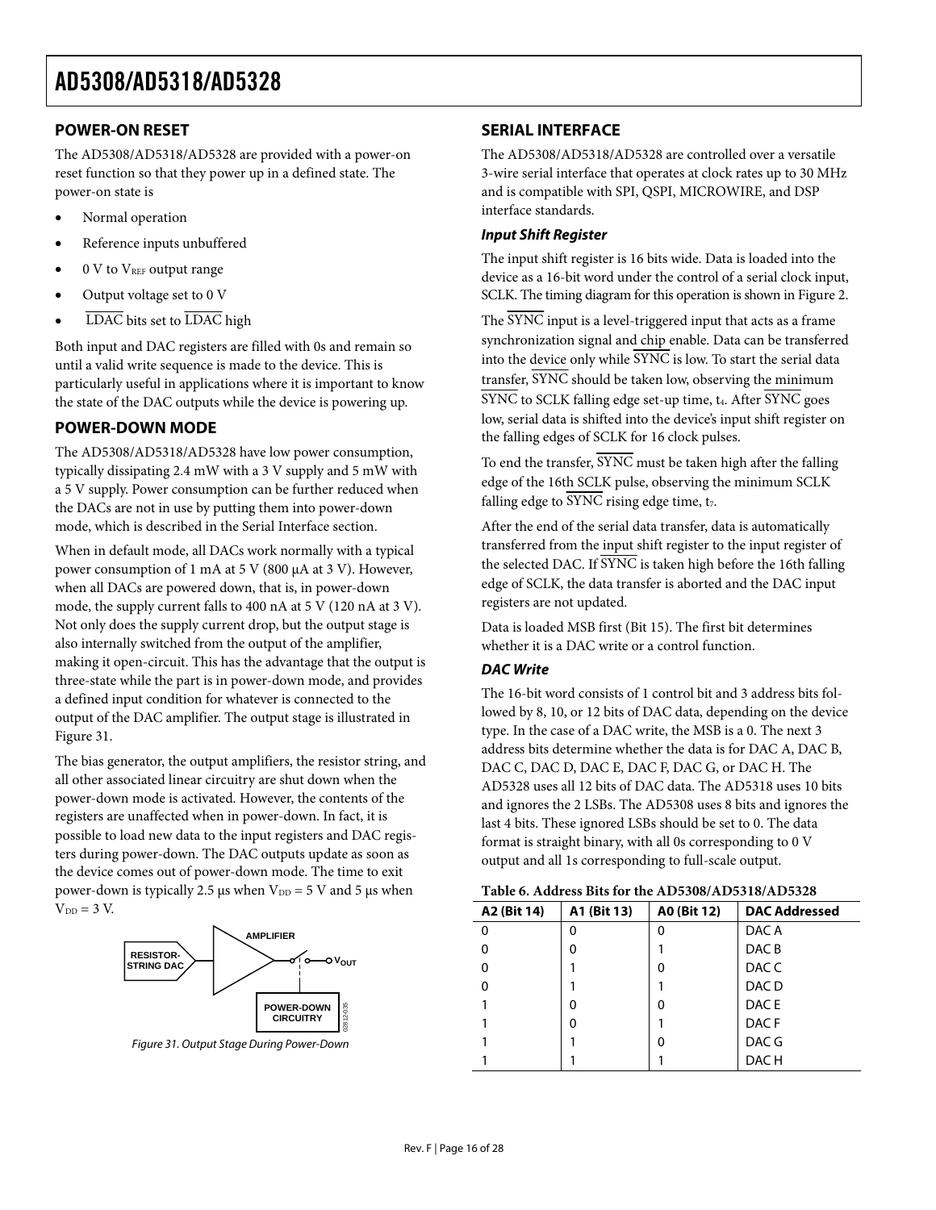## POWER-ON RESET

The AD5308/AD5318/AD5328 are provided with a power-on reset function so that they power up in a defined state. The power-on state is

- Normal operation
- Reference inputs unbuffered
- 0 V to $V_{REF}$ output range
- Output voltage set to 0 V
- $\overline{LDAC}$ bits set to $\overline{LDAC}$ high

Both input and DAC registers are filled with 0s and remain so until a valid write sequence is made to the device. This is particularly useful in applications where it is important to know the state of the DAC outputs while the device is powering up.

## POWER-DOWN MODE

The AD5308/AD5318/AD5328 have low power consumption, typically dissipating 2.4 mW with a 3 V supply and 5 mW with a 5 V supply. Power consumption can be further reduced when the DACs are not in use by putting them into power-down mode, which is described in the Serial Interface section.

When in default mode, all DACs work normally with a typical power consumption of 1 mA at 5 V (800 µA at 3 V). However, when all DACs are powered down, that is, in power-down mode, the supply current falls to 400 nA at 5 V (120 nA at 3 V). Not only does the supply current drop, but the output stage is also internally switched from the output of the amplifier, making it open-circuit. This has the advantage that the output is three-state while the part is in power-down mode, and provides a defined input condition for whatever is connected to the output of the DAC amplifier. The output stage is illustrated in Figure 31.

The bias generator, the output amplifiers, the resistor string, and all other associated linear circuitry are shut down when the power-down mode is activated. However, the contents of the registers are unaffected when in power-down. In fact, it is possible to load new data to the input registers and DAC registers during power-down. The DAC outputs update as soon as the device comes out of power-down mode. The time to exit power-down is typically 2.5 µs when $V_{DD}$ = 5 V and 5 µs when $V_{DD}$ = 3 V.

Figure 31. Output Stage During Power-Down

## SERIAL INTERFACE

The AD5308/AD5318/AD5328 are controlled over a versatile 3-wire serial interface that operates at clock rates up to 30 MHz and is compatible with SPI, QSPI, MICROWIRE, and DSP interface standards.

### *Input Shift Register*

The input shift register is 16 bits wide. Data is loaded into the device as a 16-bit word under the control of a serial clock input, SCLK. The timing diagram for this operation is shown in Figure 2.

The $\overline{SYNC}$ input is a level-triggered input that acts as a frame synchronization signal and chip enable. Data can be transferred into the device only while $\overline{SYNC}$ is low. To start the serial data transfer, $\overline{SYNC}$ should be taken low, observing the minimum $\overline{SYNC}$ to SCLK falling edge set-up time, $t_4$. After $\overline{SYNC}$ goes low, serial data is shifted into the device's input shift register on the falling edges of SCLK for 16 clock pulses.

To end the transfer, $\overline{SYNC}$ must be taken high after the falling edge of the 16th SCLK pulse, observing the minimum SCLK falling edge to $\overline{SYNC}$ rising edge time, $t_7$.

After the end of the serial data transfer, data is automatically transferred from the input shift register to the input register of the selected DAC. If $\overline{SYNC}$ is taken high before the 16th falling edge of SCLK, the data transfer is aborted and the DAC input registers are not updated.

Data is loaded MSB first (Bit 15). The first bit determines whether it is a DAC write or a control function.

### *DAC Write*

The 16-bit word consists of 1 control bit and 3 address bits followed by 8, 10, or 12 bits of DAC data, depending on the device type. In the case of a DAC write, the MSB is a 0. The next 3 address bits determine whether the data is for DAC A, DAC B, DAC C, DAC D, DAC E, DAC F, DAC G, or DAC H. The AD5328 uses all 12 bits of DAC data. The AD5318 uses 10 bits and ignores the 2 LSBs. The AD5308 uses 8 bits and ignores the last 4 bits. These ignored LSBs should be set to 0. The data format is straight binary, with all 0s corresponding to 0 V output and all 1s corresponding to full-scale output.

**Table 6. Address Bits for the AD5308/AD5318/AD5328**

| A2 (Bit 14) | A1 (Bit 13) | A0 (Bit 12) | DAC Addressed |
|---|---|---|---|
| 0 | 0 | 0 | DAC A |
| 0 | 0 | 1 | DAC B |
| 0 | 1 | 0 | DAC C |
| 0 | 1 | 1 | DAC D |
| 1 | 0 | 0 | DAC E |
| 1 | 0 | 1 | DAC F |
| 1 | 1 | 0 | DAC G |
| 1 | 1 | 1 | DAC H |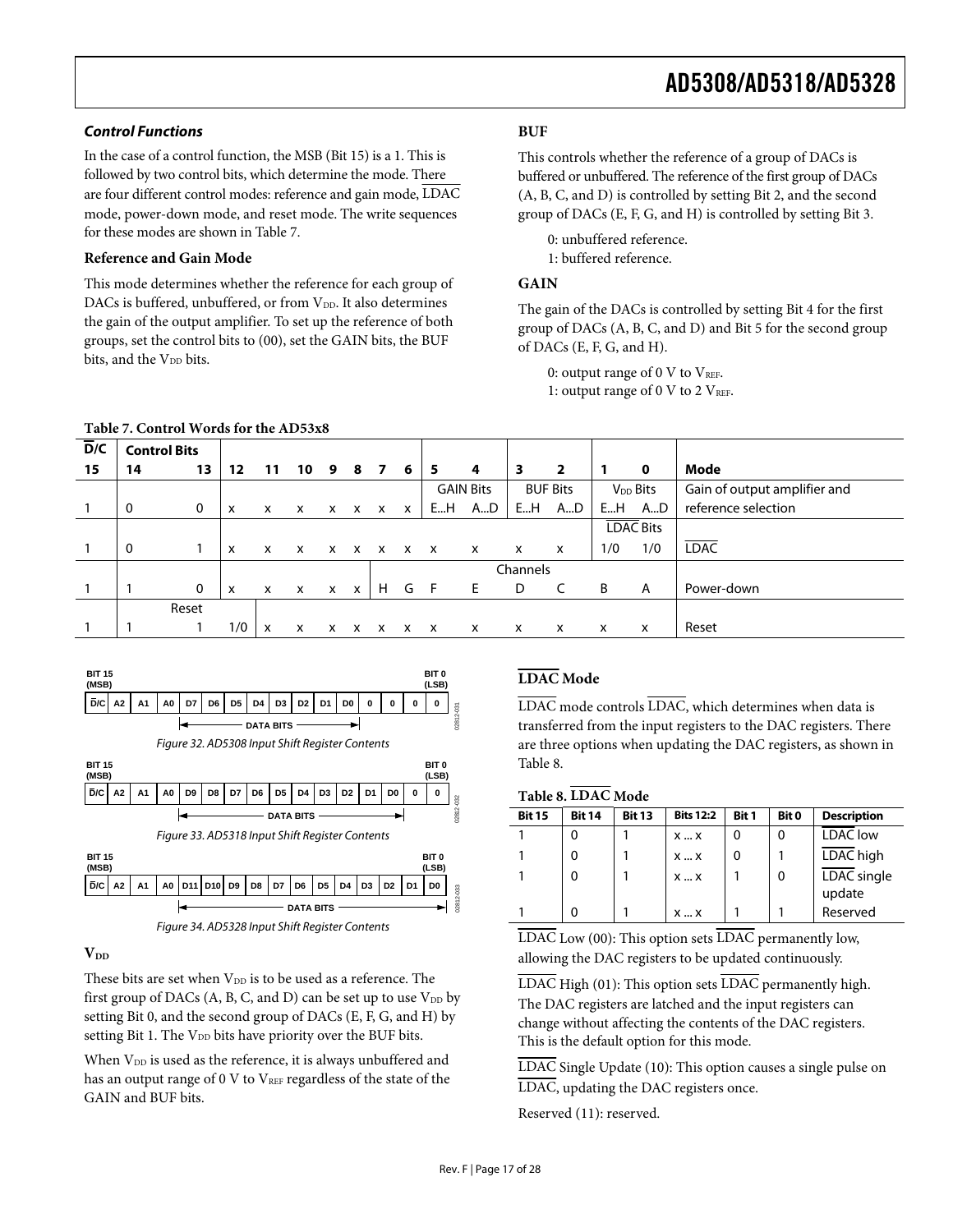### *Control Functions*

In the case of a control function, the MSB (Bit 15) is a 1. This is followed by two control bits, which determine the mode. There are four different control modes: reference and gain mode, LDAC mode, power-down mode, and reset mode. The write sequences for these modes are shown in Table 7.

#### Reference and Gain Mode

This mode determines whether the reference for each group of DACs is buffered, unbuffered, or from $V_{DD}$. It also determines the gain of the output amplifier. To set up the reference of both groups, set the control bits to (00), set the GAIN bits, the BUF bits, and the $V_{DD}$ bits.

#### BUF

This controls whether the reference of a group of DACs is buffered or unbuffered. The reference of the first group of DACs (A, B, C, and D) is controlled by setting Bit 2, and the second group of DACs (E, F, G, and H) is controlled by setting Bit 3.

0: unbuffered reference.
1: buffered reference.

#### GAIN

The gain of the DACs is controlled by setting Bit 4 for the first group of DACs (A, B, C, and D) and Bit 5 for the second group of DACs (E, F, G, and H).

0: output range of 0 V to $V_{REF}$.
1: output range of 0 V to 2 $V_{REF}$.

**Table 7. Control Words for the AD53x8**

| D/C | Control Bits | | | | | | | | | | | | | | | | |
|---|---|---|---|---|---|---|---|---|---|---|---|---|---|---|---|---|---|
| 15 | 14 | 13 | 12 | 11 | 10 | 9 | 8 | 7 | 6 | 5 | 4 | 3 | 2 | 1 | 0 | Mode |
| | | | | | | | | | | GAIN Bits | | BUF Bits | | $V_{DD}$ Bits | | Gain of output amplifier and |
| 1 | 0 | 0 | x | x | x | x | x | x | x | E…H | A…D | E…H | A…D | E…H | A…D | reference selection |
| | | | | | | | | | | | | | | LDAC Bits | | |
| 1 | 0 | 1 | x | x | x | x | x | x | x | x | x | x | x | 1/0 | 1/0 | LDAC |
| | | | | | | | | | | | | Channels | | | | |
| 1 | 1 | 0 | x | x | x | x | x | H | G | F | E | D | C | B | A | Power-down |
| | | Reset | | | | | | | | | | | | | | |
| 1 | 1 | 1 | 1/0 | x | x | x | x | x | x | x | x | x | x | x | x | Reset |

| BIT 15 (MSB) | | | | | | | | | | | | | | | BIT 0 (LSB) |
|---|---|---|---|---|---|---|---|---|---|---|---|---|---|---|---|
| D/C | A2 | A1 | A0 | D7 | D6 | D5 | D4 | D3 | D2 | D1 | D0 | 0 | 0 | 0 | 0 |

DATA BITS (D7 to D0)

Figure 32. AD5308 Input Shift Register Contents

| BIT 15 (MSB) | | | | | | | | | | | | | | | BIT 0 (LSB) |
|---|---|---|---|---|---|---|---|---|---|---|---|---|---|---|---|
| D/C | A2 | A1 | A0 | D9 | D8 | D7 | D6 | D5 | D4 | D3 | D2 | D1 | D0 | 0 | 0 |

DATA BITS (D9 to D0)

Figure 33. AD5318 Input Shift Register Contents

| BIT 15 (MSB) | | | | | | | | | | | | | | | BIT 0 (LSB) |
|---|---|---|---|---|---|---|---|---|---|---|---|---|---|---|---|
| D/C | A2 | A1 | A0 | D11 | D10 | D9 | D8 | D7 | D6 | D5 | D4 | D3 | D2 | D1 | D0 |

DATA BITS (D11 to D0)

Figure 34. AD5328 Input Shift Register Contents

#### $V_{DD}$

These bits are set when $V_{DD}$ is to be used as a reference. The first group of DACs (A, B, C, and D) can be set up to use $V_{DD}$ by setting Bit 0, and the second group of DACs (E, F, G, and H) by setting Bit 1. The $V_{DD}$ bits have priority over the BUF bits.

When $V_{DD}$ is used as the reference, it is always unbuffered and has an output range of 0 V to $V_{REF}$ regardless of the state of the GAIN and BUF bits.

#### LDAC Mode

LDAC mode controls LDAC, which determines when data is transferred from the input registers to the DAC registers. There are three options when updating the DAC registers, as shown in Table 8.

**Table 8. LDAC Mode**

| Bit 15 | Bit 14 | Bit 13 | Bits 12:2 | Bit 1 | Bit 0 | Description |
|---|---|---|---|---|---|---|
| 1 | 0 | 1 | x … x | 0 | 0 | LDAC low |
| 1 | 0 | 1 | x … x | 0 | 1 | LDAC high |
| 1 | 0 | 1 | x … x | 1 | 0 | LDAC single update |
| 1 | 0 | 1 | x … x | 1 | 1 | Reserved |

LDAC Low (00): This option sets LDAC permanently low, allowing the DAC registers to be updated continuously.

LDAC High (01): This option sets LDAC permanently high. The DAC registers are latched and the input registers can change without affecting the contents of the DAC registers. This is the default option for this mode.

LDAC Single Update (10): This option causes a single pulse on LDAC, updating the DAC registers once.

Reserved (11): reserved.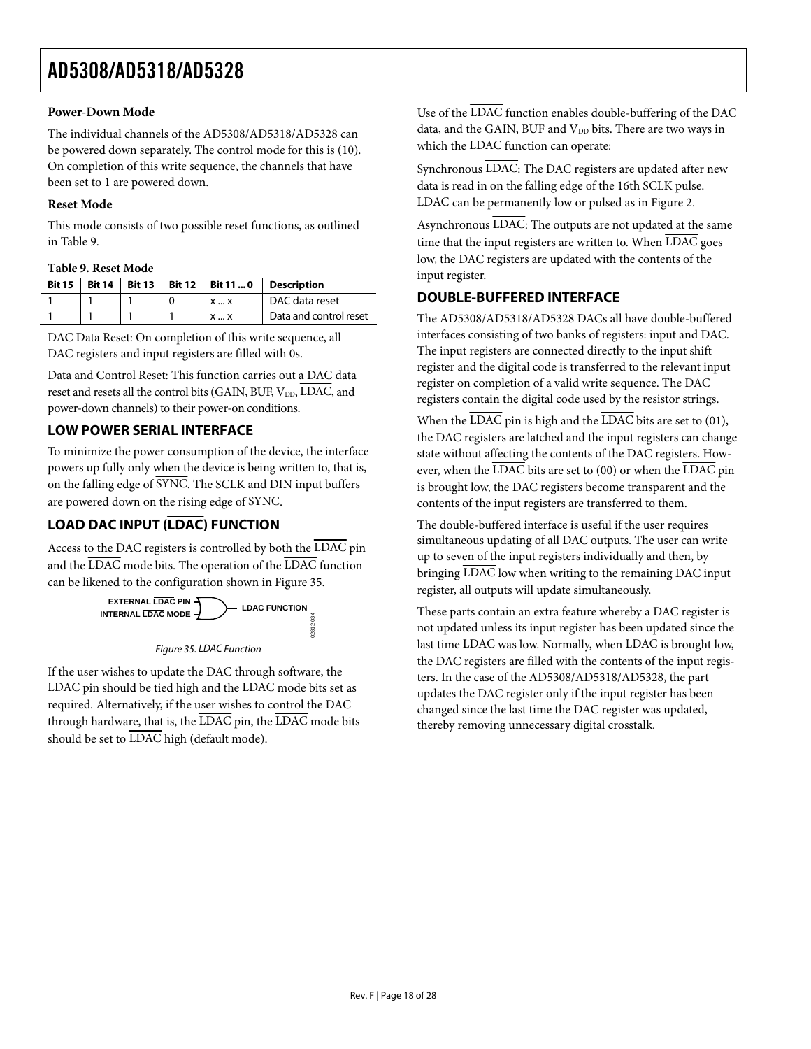### Power-Down Mode

The individual channels of the AD5308/AD5318/AD5328 can be powered down separately. The control mode for this is (10). On completion of this write sequence, the channels that have been set to 1 are powered down.

### Reset Mode

This mode consists of two possible reset functions, as outlined in Table 9.

**Table 9. Reset Mode**

| Bit 15 | Bit 14 | Bit 13 | Bit 12 | Bit 11 ... 0 | Description |
|---|---|---|---|---|---|
| 1 | 1 | 1 | 0 | x ... x | DAC data reset |
| 1 | 1 | 1 | 1 | x ... x | Data and control reset |

DAC Data Reset: On completion of this write sequence, all DAC registers and input registers are filled with 0s.

Data and Control Reset: This function carries out a DAC data reset and resets all the control bits (GAIN, BUF, $V_{DD}$, LDAC, and power-down channels) to their power-on conditions.

## LOW POWER SERIAL INTERFACE

To minimize the power consumption of the device, the interface powers up fully only when the device is being written to, that is, on the falling edge of SYNC. The SCLK and DIN input buffers are powered down on the rising edge of SYNC.

## LOAD DAC INPUT (LDAC) FUNCTION

Access to the DAC registers is controlled by both the LDAC pin and the LDAC mode bits. The operation of the LDAC function can be likened to the configuration shown in Figure 35.

EXTERNAL LDAC PIN
INTERNAL LDAC MODE
LDAC FUNCTION

*Figure 35. LDAC Function*

If the user wishes to update the DAC through software, the LDAC pin should be tied high and the LDAC mode bits set as required. Alternatively, if the user wishes to control the DAC through hardware, that is, the LDAC pin, the LDAC mode bits should be set to LDAC high (default mode).

Use of the LDAC function enables double-buffering of the DAC data, and the GAIN, BUF and $V_{DD}$ bits. There are two ways in which the LDAC function can operate:

Synchronous LDAC: The DAC registers are updated after new data is read in on the falling edge of the 16th SCLK pulse. LDAC can be permanently low or pulsed as in Figure 2.

Asynchronous LDAC: The outputs are not updated at the same time that the input registers are written to. When LDAC goes low, the DAC registers are updated with the contents of the input register.

## DOUBLE-BUFFERED INTERFACE

The AD5308/AD5318/AD5328 DACs all have double-buffered interfaces consisting of two banks of registers: input and DAC. The input registers are connected directly to the input shift register and the digital code is transferred to the relevant input register on completion of a valid write sequence. The DAC registers contain the digital code used by the resistor strings.

When the LDAC pin is high and the LDAC bits are set to (01), the DAC registers are latched and the input registers can change state without affecting the contents of the DAC registers. However, when the LDAC bits are set to (00) or when the LDAC pin is brought low, the DAC registers become transparent and the contents of the input registers are transferred to them.

The double-buffered interface is useful if the user requires simultaneous updating of all DAC outputs. The user can write up to seven of the input registers individually and then, by bringing LDAC low when writing to the remaining DAC input register, all outputs will update simultaneously.

These parts contain an extra feature whereby a DAC register is not updated unless its input register has been updated since the last time LDAC was low. Normally, when LDAC is brought low, the DAC registers are filled with the contents of the input registers. In the case of the AD5308/AD5318/AD5328, the part updates the DAC register only if the input register has been changed since the last time the DAC register was updated, thereby removing unnecessary digital crosstalk.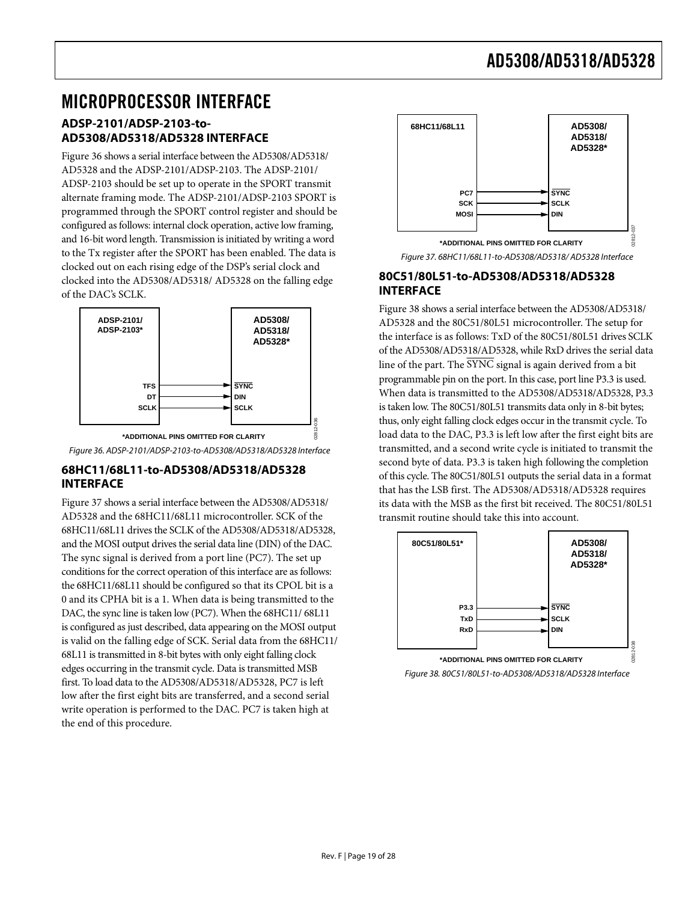# MICROPROCESSOR INTERFACE

## ADSP-2101/ADSP-2103-to-AD5308/AD5318/AD5328 INTERFACE

Figure 36 shows a serial interface between the AD5308/AD5318/AD5328 and the ADSP-2101/ADSP-2103. The ADSP-2101/ADSP-2103 should be set up to operate in the SPORT transmit alternate framing mode. The ADSP-2101/ADSP-2103 SPORT is programmed through the SPORT control register and should be configured as follows: internal clock operation, active low framing, and 16-bit word length. Transmission is initiated by writing a word to the Tx register after the SPORT has been enabled. The data is clocked out on each rising edge of the DSP's serial clock and clocked into the AD5308/AD5318/ AD5328 on the falling edge of the DAC's SCLK.

*Figure 36. ADSP-2101/ADSP-2103-to-AD5308/AD5318/AD5328 Interface*

## 68HC11/68L11-to-AD5308/AD5318/AD5328 INTERFACE

Figure 37 shows a serial interface between the AD5308/AD5318/AD5328 and the 68HC11/68L11 microcontroller. SCK of the 68HC11/68L11 drives the SCLK of the AD5308/AD5318/AD5328, and the MOSI output drives the serial data line (DIN) of the DAC. The sync signal is derived from a port line (PC7). The set up conditions for the correct operation of this interface are as follows: the 68HC11/68L11 should be configured so that its CPOL bit is a 0 and its CPHA bit is a 1. When data is being transmitted to the DAC, the sync line is taken low (PC7). When the 68HC11/ 68L11 is configured as just described, data appearing on the MOSI output is valid on the falling edge of SCK. Serial data from the 68HC11/68L11 is transmitted in 8-bit bytes with only eight falling clock edges occurring in the transmit cycle. Data is transmitted MSB first. To load data to the AD5308/AD5318/AD5328, PC7 is left low after the first eight bits are transferred, and a second serial write operation is performed to the DAC. PC7 is taken high at the end of this procedure.

*Figure 37. 68HC11/68L11-to-AD5308/AD5318/ AD5328 Interface*

## 80C51/80L51-to-AD5308/AD5318/AD5328 INTERFACE

Figure 38 shows a serial interface between the AD5308/AD5318/AD5328 and the 80C51/80L51 microcontroller. The setup for the interface is as follows: TxD of the 80C51/80L51 drives SCLK of the AD5308/AD5318/AD5328, while RxD drives the serial data line of the part. The $\overline{\text{SYNC}}$ signal is again derived from a bit programmable pin on the port. In this case, port line P3.3 is used. When data is transmitted to the AD5308/AD5318/AD5328, P3.3 is taken low. The 80C51/80L51 transmits data only in 8-bit bytes; thus, only eight falling clock edges occur in the transmit cycle. To load data to the DAC, P3.3 is left low after the first eight bits are transmitted, and a second write cycle is initiated to transmit the second byte of data. P3.3 is taken high following the completion of this cycle. The 80C51/80L51 outputs the serial data in a format that has the LSB first. The AD5308/AD5318/AD5328 requires its data with the MSB as the first bit received. The 80C51/80L51 transmit routine should take this into account.

*Figure 38. 80C51/80L51-to-AD5308/AD5318/AD5328 Interface*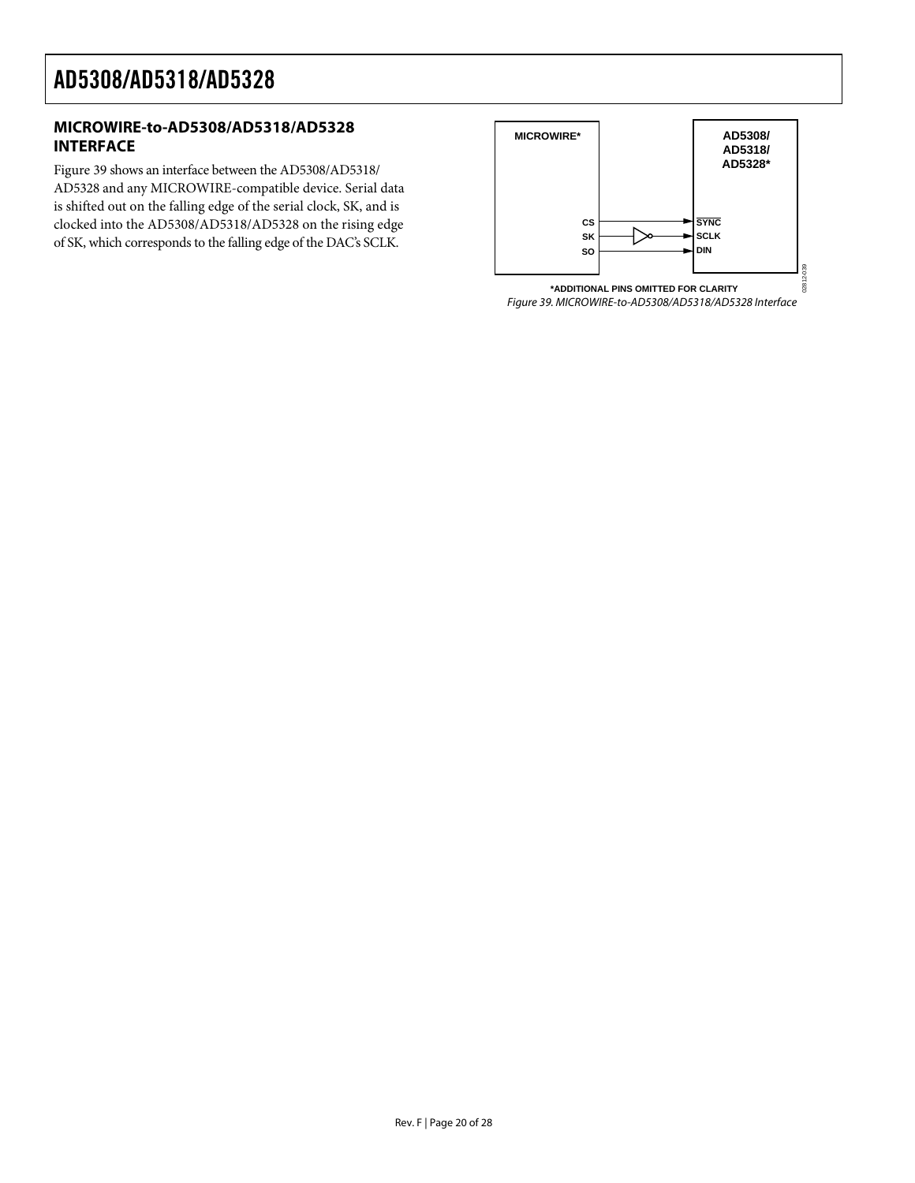## MICROWIRE-to-AD5308/AD5318/AD5328 INTERFACE

Figure 39 shows an interface between the AD5308/AD5318/AD5328 and any MICROWIRE-compatible device. Serial data is shifted out on the falling edge of the serial clock, SK, and is clocked into the AD5308/AD5318/AD5328 on the rising edge of SK, which corresponds to the falling edge of the DAC's SCLK.

MICROWIRE*

AD5308/
AD5318/
AD5328*

CS → SYNC
SK → SCLK
SO → DIN

*ADDITIONAL PINS OMITTED FOR CLARITY

*Figure 39. MICROWIRE-to-AD5308/AD5318/AD5328 Interface*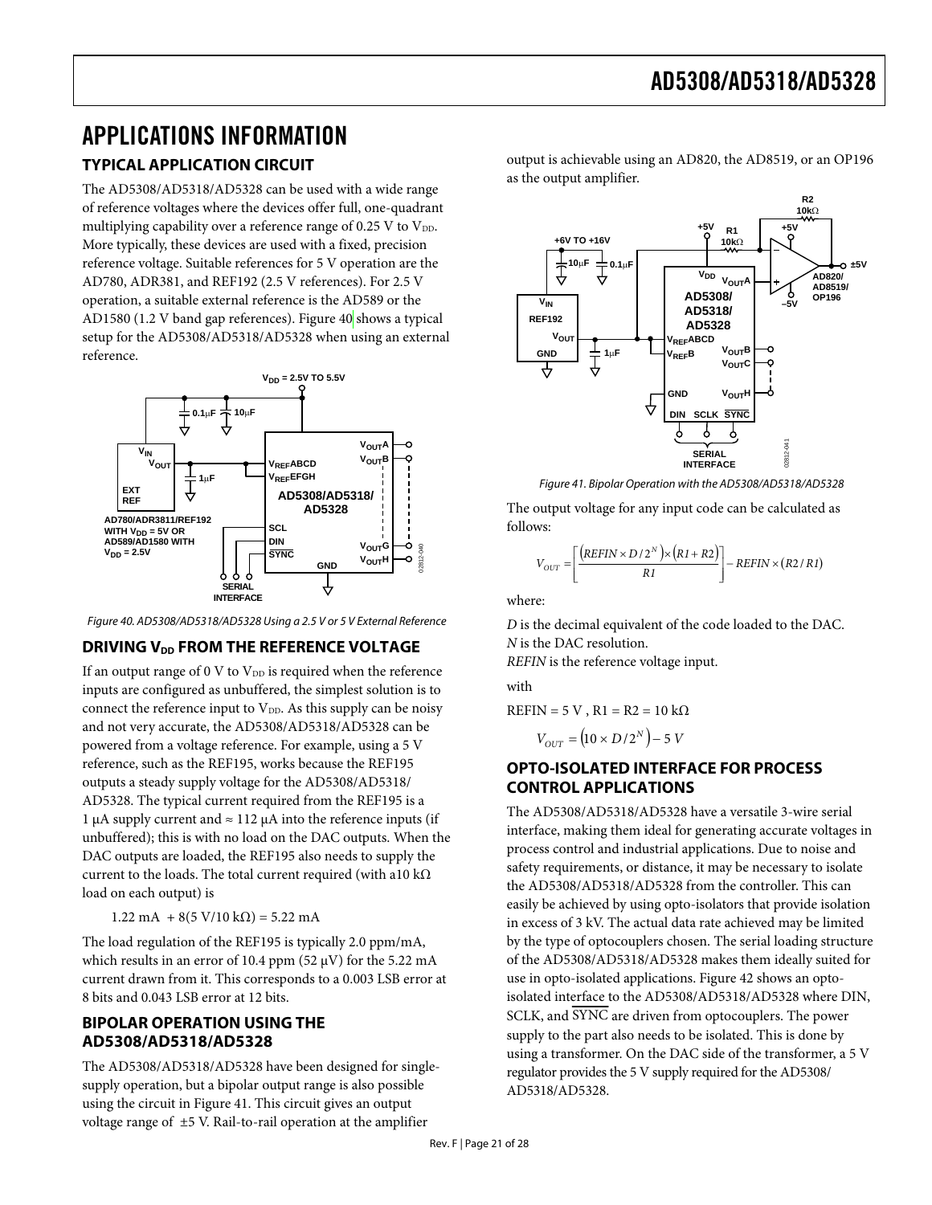// APPLICATIONS INFORMATION

## TYPICAL APPLICATION CIRCUIT

The AD5308/AD5318/AD5328 can be used with a wide range of reference voltages where the devices offer full, one-quadrant multiplying capability over a reference range of 0.25 V to $V_{DD}$. More typically, these devices are used with a fixed, precision reference voltage. Suitable references for 5 V operation are the AD780, ADR381, and REF192 (2.5 V references). For 2.5 V operation, a suitable external reference is the AD589 or the AD1580 (1.2 V band gap references). Figure 40 shows a typical setup for the AD5308/AD5318/AD5328 when using an external reference.

Figure 40. AD5308/AD5318/AD5328 Using a 2.5 V or 5 V External Reference

## DRIVING $V_{DD}$ FROM THE REFERENCE VOLTAGE

If an output range of 0 V to $V_{DD}$ is required when the reference inputs are configured as unbuffered, the simplest solution is to connect the reference input to $V_{DD}$. As this supply can be noisy and not very accurate, the AD5308/AD5318/AD5328 can be powered from a voltage reference. For example, using a 5 V reference, such as the REF195, works because the REF195 outputs a steady supply voltage for the AD5308/AD5318/AD5328. The typical current required from the REF195 is a 1 µA supply current and ≈ 112 µA into the reference inputs (if unbuffered); this is with no load on the DAC outputs. When the DAC outputs are loaded, the REF195 also needs to supply the current to the loads. The total current required (with a10 kΩ load on each output) is

$$1.22 \text{ mA} + 8(5 \text{ V}/10 \text{ k}\Omega) = 5.22 \text{ mA}$$

The load regulation of the REF195 is typically 2.0 ppm/mA, which results in an error of 10.4 ppm (52 µV) for the 5.22 mA current drawn from it. This corresponds to a 0.003 LSB error at 8 bits and 0.043 LSB error at 12 bits.

## BIPOLAR OPERATION USING THE AD5308/AD5318/AD5328

The AD5308/AD5318/AD5328 have been designed for single-supply operation, but a bipolar output range is also possible using the circuit in Figure 41. This circuit gives an output voltage range of ±5 V. Rail-to-rail operation at the amplifier output is achievable using an AD820, the AD8519, or an OP196 as the output amplifier.

Figure 41. Bipolar Operation with the AD5308/AD5318/AD5328

The output voltage for any input code can be calculated as follows:

$$V_{OUT} = \left[\frac{\left(REFIN \times D/2^N\right) \times \left(R1 + R2\right)}{R1}\right] - REFIN \times \left(R2/R1\right)$$

where:

*D* is the decimal equivalent of the code loaded to the DAC.
*N* is the DAC resolution.
*REFIN* is the reference voltage input.

with

REFIN = 5 V , R1 = R2 = 10 kΩ

$$V_{OUT} = \left(10 \times D/2^N\right) - 5\ V$$

## OPTO-ISOLATED INTERFACE FOR PROCESS CONTROL APPLICATIONS

The AD5308/AD5318/AD5328 have a versatile 3-wire serial interface, making them ideal for generating accurate voltages in process control and industrial applications. Due to noise and safety requirements, or distance, it may be necessary to isolate the AD5308/AD5318/AD5328 from the controller. This can easily be achieved by using opto-isolators that provide isolation in excess of 3 kV. The actual data rate achieved may be limited by the type of optocouplers chosen. The serial loading structure of the AD5308/AD5318/AD5328 makes them ideally suited for use in opto-isolated applications. Figure 42 shows an opto-isolated interface to the AD5308/AD5318/AD5328 where DIN, SCLK, and $\overline{SYNC}$ are driven from optocouplers. The power supply to the part also needs to be isolated. This is done by using a transformer. On the DAC side of the transformer, a 5 V regulator provides the 5 V supply required for the AD5308/AD5318/AD5328.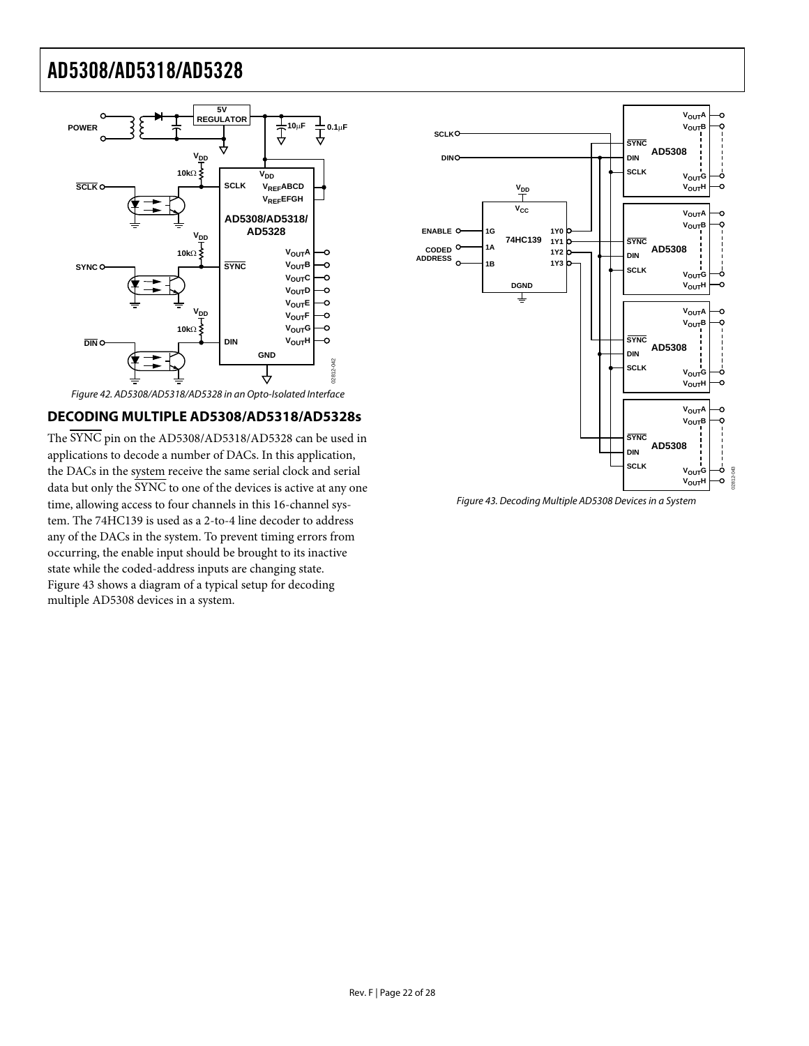Figure 42. AD5308/AD5318/AD5328 in an Opto-Isolated Interface

## DECODING MULTIPLE AD5308/AD5318/AD5328s

The $\overline{\text{SYNC}}$ pin on the AD5308/AD5318/AD5328 can be used in applications to decode a number of DACs. In this application, the DACs in the system receive the same serial clock and serial data but only the $\overline{\text{SYNC}}$ to one of the devices is active at any one time, allowing access to four channels in this 16-channel system. The 74HC139 is used as a 2-to-4 line decoder to address any of the DACs in the system. To prevent timing errors from occurring, the enable input should be brought to its inactive state while the coded-address inputs are changing state. Figure 43 shows a diagram of a typical setup for decoding multiple AD5308 devices in a system.

Figure 43. Decoding Multiple AD5308 Devices in a System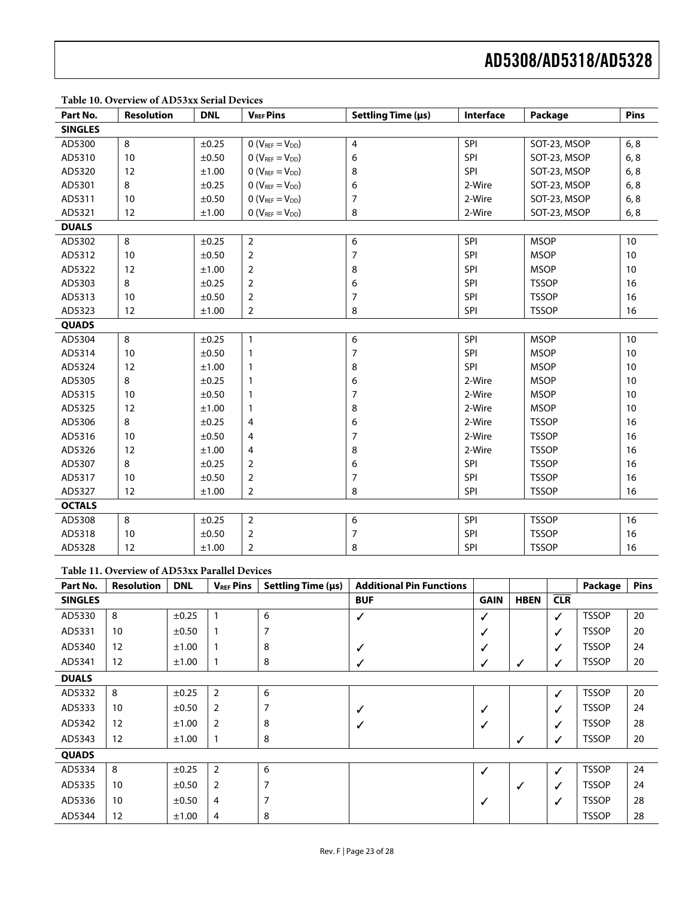**Table 10. Overview of AD53xx Serial Devices**

| Part No. | Resolution | DNL | $V_{REF}$ Pins | Settling Time (µs) | Interface | Package | Pins |
|---|---|---|---|---|---|---|---|
| **SINGLES** | | | | | | | |
| AD5300 | 8 | ±0.25 | 0 ($V_{REF} = V_{DD}$) | 4 | SPI | SOT-23, MSOP | 6, 8 |
| AD5310 | 10 | ±0.50 | 0 ($V_{REF} = V_{DD}$) | 6 | SPI | SOT-23, MSOP | 6, 8 |
| AD5320 | 12 | ±1.00 | 0 ($V_{REF} = V_{DD}$) | 8 | SPI | SOT-23, MSOP | 6, 8 |
| AD5301 | 8 | ±0.25 | 0 ($V_{REF} = V_{DD}$) | 6 | 2-Wire | SOT-23, MSOP | 6, 8 |
| AD5311 | 10 | ±0.50 | 0 ($V_{REF} = V_{DD}$) | 7 | 2-Wire | SOT-23, MSOP | 6, 8 |
| AD5321 | 12 | ±1.00 | 0 ($V_{REF} = V_{DD}$) | 8 | 2-Wire | SOT-23, MSOP | 6, 8 |
| **DUALS** | | | | | | | |
| AD5302 | 8 | ±0.25 | 2 | 6 | SPI | MSOP | 10 |
| AD5312 | 10 | ±0.50 | 2 | 7 | SPI | MSOP | 10 |
| AD5322 | 12 | ±1.00 | 2 | 8 | SPI | MSOP | 10 |
| AD5303 | 8 | ±0.25 | 2 | 6 | SPI | TSSOP | 16 |
| AD5313 | 10 | ±0.50 | 2 | 7 | SPI | TSSOP | 16 |
| AD5323 | 12 | ±1.00 | 2 | 8 | SPI | TSSOP | 16 |
| **QUADS** | | | | | | | |
| AD5304 | 8 | ±0.25 | 1 | 6 | SPI | MSOP | 10 |
| AD5314 | 10 | ±0.50 | 1 | 7 | SPI | MSOP | 10 |
| AD5324 | 12 | ±1.00 | 1 | 8 | SPI | MSOP | 10 |
| AD5305 | 8 | ±0.25 | 1 | 6 | 2-Wire | MSOP | 10 |
| AD5315 | 10 | ±0.50 | 1 | 7 | 2-Wire | MSOP | 10 |
| AD5325 | 12 | ±1.00 | 1 | 8 | 2-Wire | MSOP | 10 |
| AD5306 | 8 | ±0.25 | 4 | 6 | 2-Wire | TSSOP | 16 |
| AD5316 | 10 | ±0.50 | 4 | 7 | 2-Wire | TSSOP | 16 |
| AD5326 | 12 | ±1.00 | 4 | 8 | 2-Wire | TSSOP | 16 |
| AD5307 | 8 | ±0.25 | 2 | 6 | SPI | TSSOP | 16 |
| AD5317 | 10 | ±0.50 | 2 | 7 | SPI | TSSOP | 16 |
| AD5327 | 12 | ±1.00 | 2 | 8 | SPI | TSSOP | 16 |
| **OCTALS** | | | | | | | |
| AD5308 | 8 | ±0.25 | 2 | 6 | SPI | TSSOP | 16 |
| AD5318 | 10 | ±0.50 | 2 | 7 | SPI | TSSOP | 16 |
| AD5328 | 12 | ±1.00 | 2 | 8 | SPI | TSSOP | 16 |

**Table 11. Overview of AD53xx Parallel Devices**

| Part No. | Resolution | DNL | $V_{REF}$ Pins | Settling Time (µs) | Additional Pin Functions | | | | Package | Pins |
|---|---|---|---|---|---|---|---|---|---|---|
| **SINGLES** | | | | | **BUF** | **GAIN** | **HBEN** | **$\overline{CLR}$** | | |
| AD5330 | 8 | ±0.25 | 1 | 6 | ✓ | ✓ | | ✓ | TSSOP | 20 |
| AD5331 | 10 | ±0.50 | 1 | 7 | | ✓ | | ✓ | TSSOP | 20 |
| AD5340 | 12 | ±1.00 | 1 | 8 | ✓ | ✓ | | ✓ | TSSOP | 24 |
| AD5341 | 12 | ±1.00 | 1 | 8 | ✓ | ✓ | ✓ | ✓ | TSSOP | 20 |
| **DUALS** | | | | | | | | | | |
| AD5332 | 8 | ±0.25 | 2 | 6 | | | | ✓ | TSSOP | 20 |
| AD5333 | 10 | ±0.50 | 2 | 7 | ✓ | ✓ | | ✓ | TSSOP | 24 |
| AD5342 | 12 | ±1.00 | 2 | 8 | ✓ | ✓ | | ✓ | TSSOP | 28 |
| AD5343 | 12 | ±1.00 | 1 | 8 | | | ✓ | ✓ | TSSOP | 20 |
| **QUADS** | | | | | | | | | | |
| AD5334 | 8 | ±0.25 | 2 | 6 | | ✓ | | ✓ | TSSOP | 24 |
| AD5335 | 10 | ±0.50 | 2 | 7 | | | ✓ | ✓ | TSSOP | 24 |
| AD5336 | 10 | ±0.50 | 4 | 7 | | ✓ | | ✓ | TSSOP | 28 |
| AD5344 | 12 | ±1.00 | 4 | 8 | | | | | TSSOP | 28 |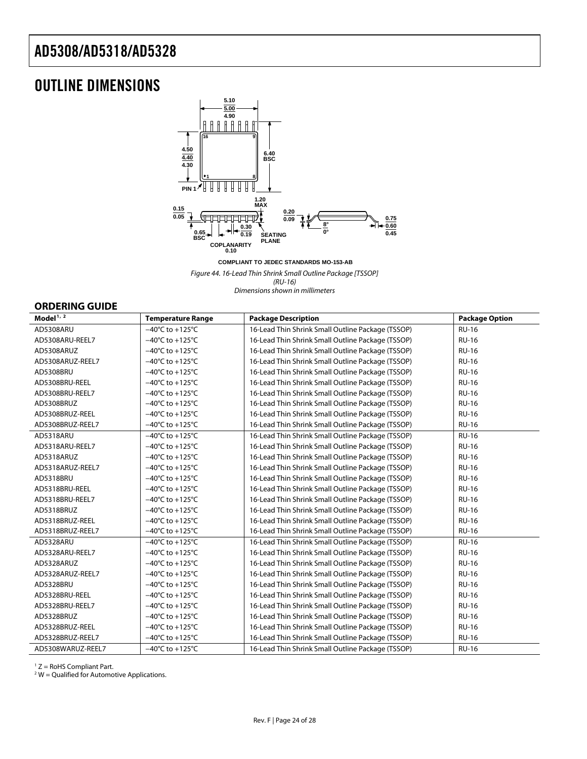# OUTLINE DIMENSIONS

COMPLIANT TO JEDEC STANDARDS MO-153-AB

*Figure 44. 16-Lead Thin Shrink Small Outline Package [TSSOP] (RU-16) Dimensions shown in millimeters*

## ORDERING GUIDE

| Model[1, 2] | Temperature Range | Package Description | Package Option |
|---|---|---|---|
| AD5308ARU | −40°C to +125°C | 16-Lead Thin Shrink Small Outline Package (TSSOP) | RU-16 |
| AD5308ARU-REEL7 | −40°C to +125°C | 16-Lead Thin Shrink Small Outline Package (TSSOP) | RU-16 |
| AD5308ARUZ | −40°C to +125°C | 16-Lead Thin Shrink Small Outline Package (TSSOP) | RU-16 |
| AD5308ARUZ-REEL7 | −40°C to +125°C | 16-Lead Thin Shrink Small Outline Package (TSSOP) | RU-16 |
| AD5308BRU | −40°C to +125°C | 16-Lead Thin Shrink Small Outline Package (TSSOP) | RU-16 |
| AD5308BRU-REEL | −40°C to +125°C | 16-Lead Thin Shrink Small Outline Package (TSSOP) | RU-16 |
| AD5308BRU-REEL7 | −40°C to +125°C | 16-Lead Thin Shrink Small Outline Package (TSSOP) | RU-16 |
| AD5308BRUZ | −40°C to +125°C | 16-Lead Thin Shrink Small Outline Package (TSSOP) | RU-16 |
| AD5308BRUZ-REEL | −40°C to +125°C | 16-Lead Thin Shrink Small Outline Package (TSSOP) | RU-16 |
| AD5308BRUZ-REEL7 | −40°C to +125°C | 16-Lead Thin Shrink Small Outline Package (TSSOP) | RU-16 |
| AD5318ARU | −40°C to +125°C | 16-Lead Thin Shrink Small Outline Package (TSSOP) | RU-16 |
| AD5318ARU-REEL7 | −40°C to +125°C | 16-Lead Thin Shrink Small Outline Package (TSSOP) | RU-16 |
| AD5318ARUZ | −40°C to +125°C | 16-Lead Thin Shrink Small Outline Package (TSSOP) | RU-16 |
| AD5318ARUZ-REEL7 | −40°C to +125°C | 16-Lead Thin Shrink Small Outline Package (TSSOP) | RU-16 |
| AD5318BRU | −40°C to +125°C | 16-Lead Thin Shrink Small Outline Package (TSSOP) | RU-16 |
| AD5318BRU-REEL | −40°C to +125°C | 16-Lead Thin Shrink Small Outline Package (TSSOP) | RU-16 |
| AD5318BRU-REEL7 | −40°C to +125°C | 16-Lead Thin Shrink Small Outline Package (TSSOP) | RU-16 |
| AD5318BRUZ | −40°C to +125°C | 16-Lead Thin Shrink Small Outline Package (TSSOP) | RU-16 |
| AD5318BRUZ-REEL | −40°C to +125°C | 16-Lead Thin Shrink Small Outline Package (TSSOP) | RU-16 |
| AD5318BRUZ-REEL7 | −40°C to +125°C | 16-Lead Thin Shrink Small Outline Package (TSSOP) | RU-16 |
| AD5328ARU | −40°C to +125°C | 16-Lead Thin Shrink Small Outline Package (TSSOP) | RU-16 |
| AD5328ARU-REEL7 | −40°C to +125°C | 16-Lead Thin Shrink Small Outline Package (TSSOP) | RU-16 |
| AD5328ARUZ | −40°C to +125°C | 16-Lead Thin Shrink Small Outline Package (TSSOP) | RU-16 |
| AD5328ARUZ-REEL7 | −40°C to +125°C | 16-Lead Thin Shrink Small Outline Package (TSSOP) | RU-16 |
| AD5328BRU | −40°C to +125°C | 16-Lead Thin Shrink Small Outline Package (TSSOP) | RU-16 |
| AD5328BRU-REEL | −40°C to +125°C | 16-Lead Thin Shrink Small Outline Package (TSSOP) | RU-16 |
| AD5328BRU-REEL7 | −40°C to +125°C | 16-Lead Thin Shrink Small Outline Package (TSSOP) | RU-16 |
| AD5328BRUZ | −40°C to +125°C | 16-Lead Thin Shrink Small Outline Package (TSSOP) | RU-16 |
| AD5328BRUZ-REEL | −40°C to +125°C | 16-Lead Thin Shrink Small Outline Package (TSSOP) | RU-16 |
| AD5328BRUZ-REEL7 | −40°C to +125°C | 16-Lead Thin Shrink Small Outline Package (TSSOP) | RU-16 |
| AD5308WARUZ-REEL7 | −40°C to +125°C | 16-Lead Thin Shrink Small Outline Package (TSSOP) | RU-16 |

[1] Z = RoHS Compliant Part.
[2] W = Qualified for Automotive Applications.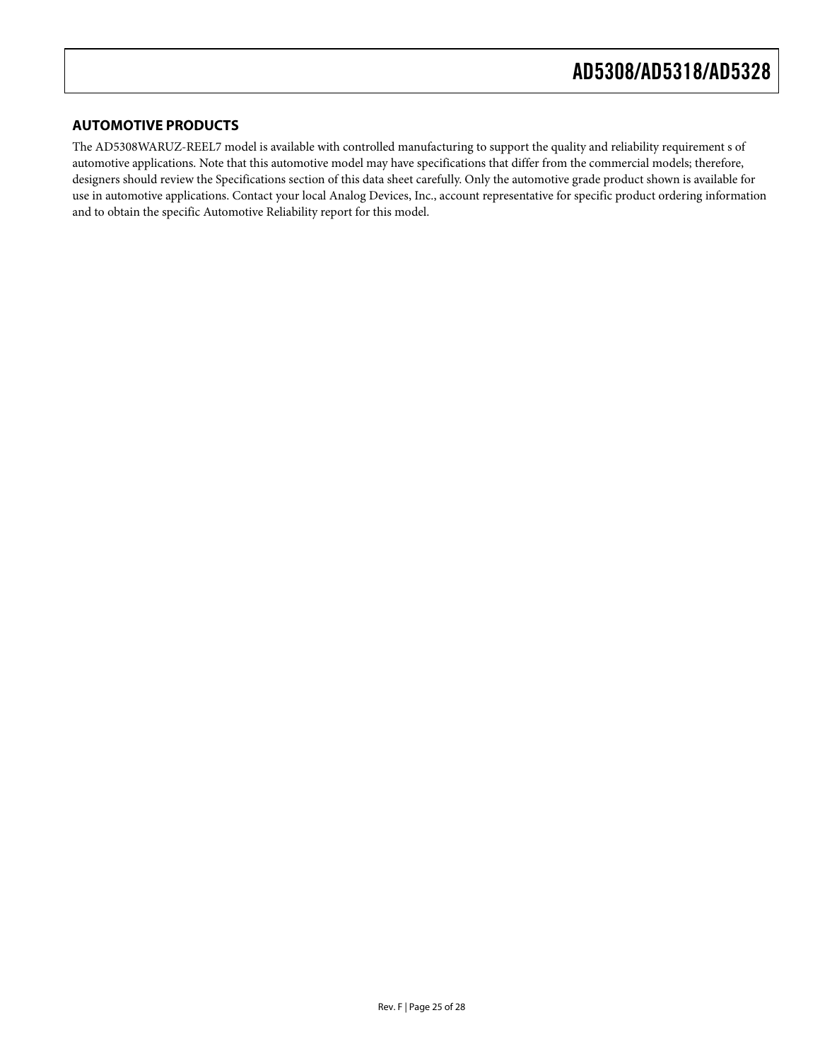## AUTOMOTIVE PRODUCTS

The AD5308WARUZ-REEL7 model is available with controlled manufacturing to support the quality and reliability requirement s of automotive applications. Note that this automotive model may have specifications that differ from the commercial models; therefore, designers should review the Specifications section of this data sheet carefully. Only the automotive grade product shown is available for use in automotive applications. Contact your local Analog Devices, Inc., account representative for specific product ordering information and to obtain the specific Automotive Reliability report for this model.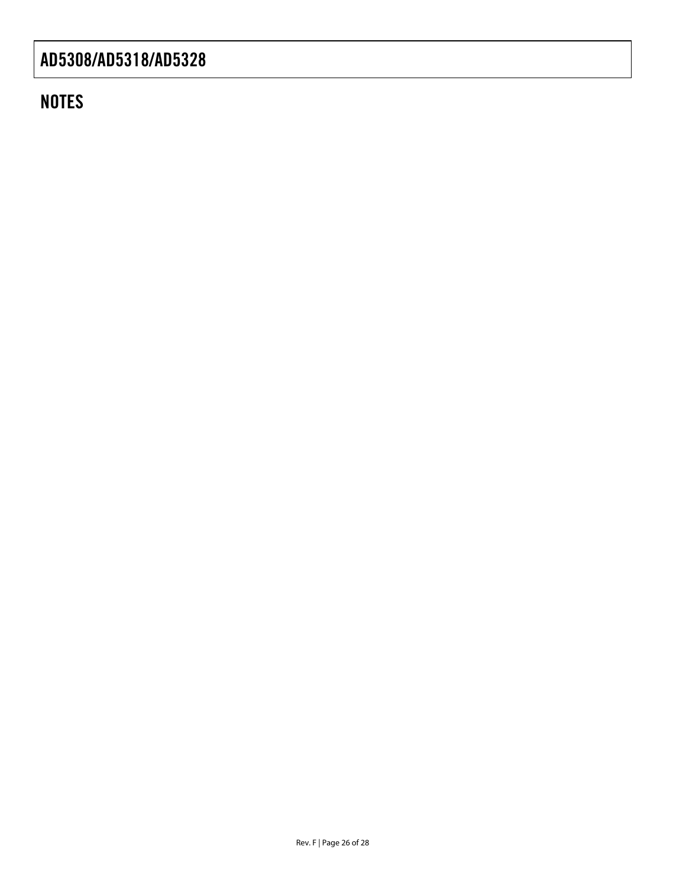## NOTES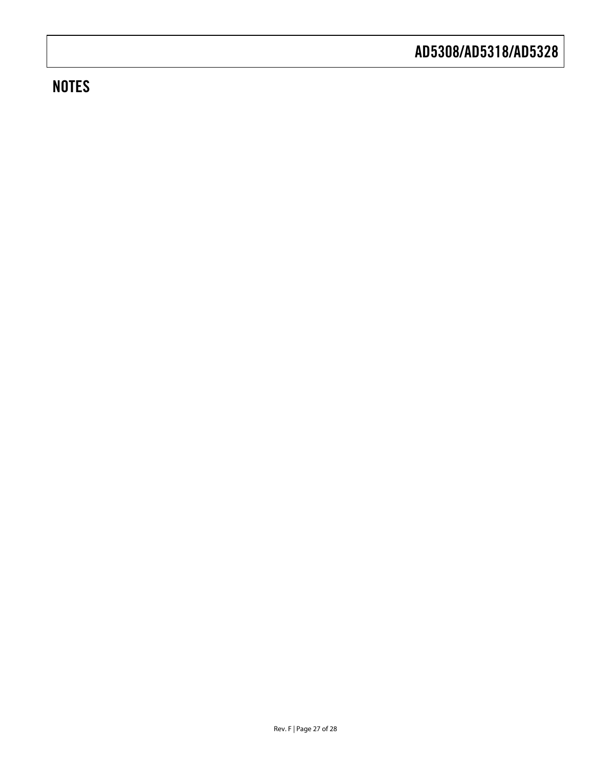## NOTES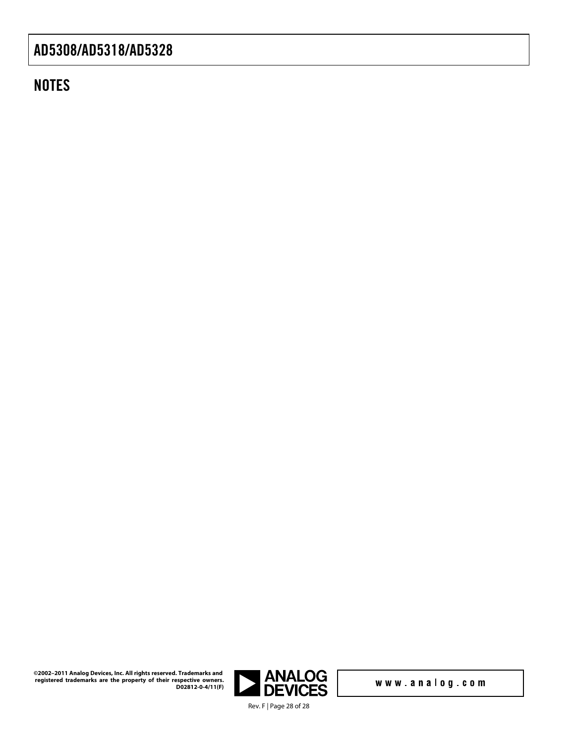## NOTES

©2002–2011 Analog Devices, Inc. All rights reserved. Trademarks and registered trademarks are the property of their respective owners.
D02812-0-4/11(F)

www.analog.com